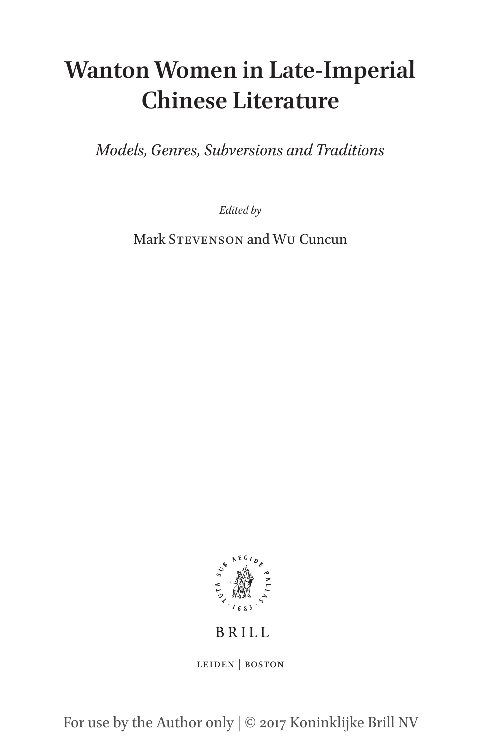# Wanton Women in Late-Imperial Chinese Literature

*Models, Genres, Subversions and Traditions*

*Edited by*

Mark Stevenson and Wu Cuncun

BRILL

LEIDEN | BOSTON

For use by the Author only | © 2017 Koninklijke Brill NV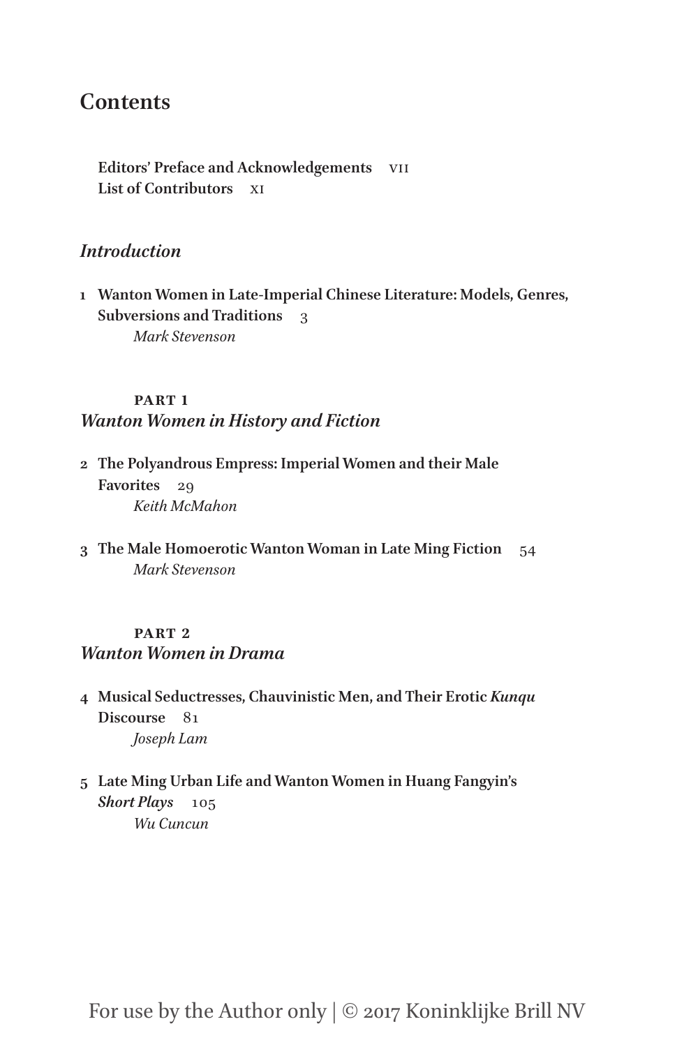# Contents

**Editors' Preface and Acknowledgements** VII
**List of Contributors** XI

## *Introduction*

1 **Wanton Women in Late-Imperial Chinese Literature: Models, Genres, Subversions and Traditions** 3
*Mark Stevenson*

### PART 1
## *Wanton Women in History and Fiction*

2 **The Polyandrous Empress: Imperial Women and their Male Favorites** 29
*Keith McMahon*

3 **The Male Homoerotic Wanton Woman in Late Ming Fiction** 54
*Mark Stevenson*

### PART 2
## *Wanton Women in Drama*

4 **Musical Seductresses, Chauvinistic Men, and Their Erotic *Kunqu* Discourse** 81
*Joseph Lam*

5 **Late Ming Urban Life and Wanton Women in Huang Fangyin's *Short Plays*** 105
*Wu Cuncun*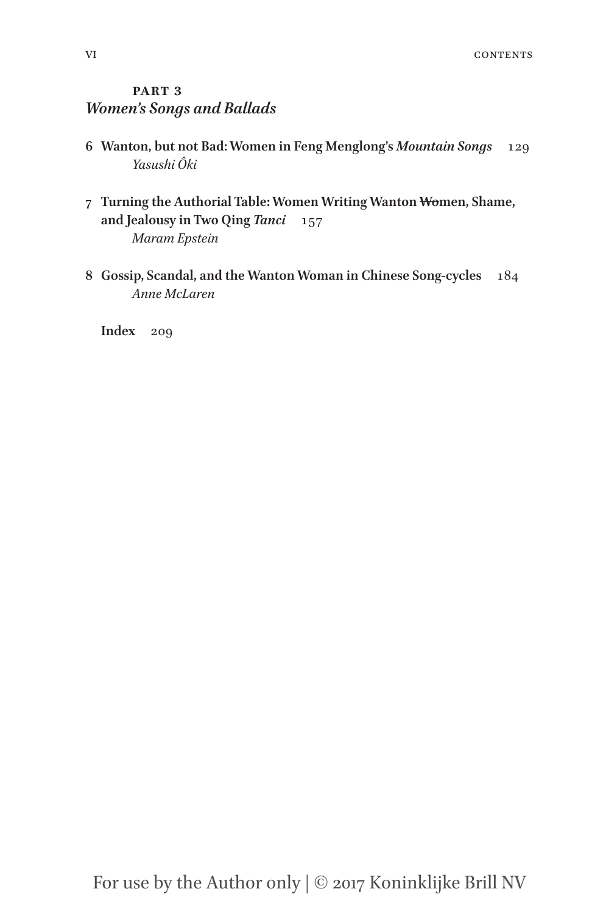## PART 3
## *Women's Songs and Ballads*

6 **Wanton, but not Bad: Women in Feng Menglong's *Mountain Songs*** 129
*Yasushi Ôki*

7 **Turning the Authorial Table: Women Writing Wanton ~~Wo~~men, Shame, and Jealousy in Two Qing *Tanci*** 157
*Maram Epstein*

8 **Gossip, Scandal, and the Wanton Woman in Chinese Song-cycles** 184
*Anne McLaren*

**Index** 209

For use by the Author only | © 2017 Koninklijke Brill NV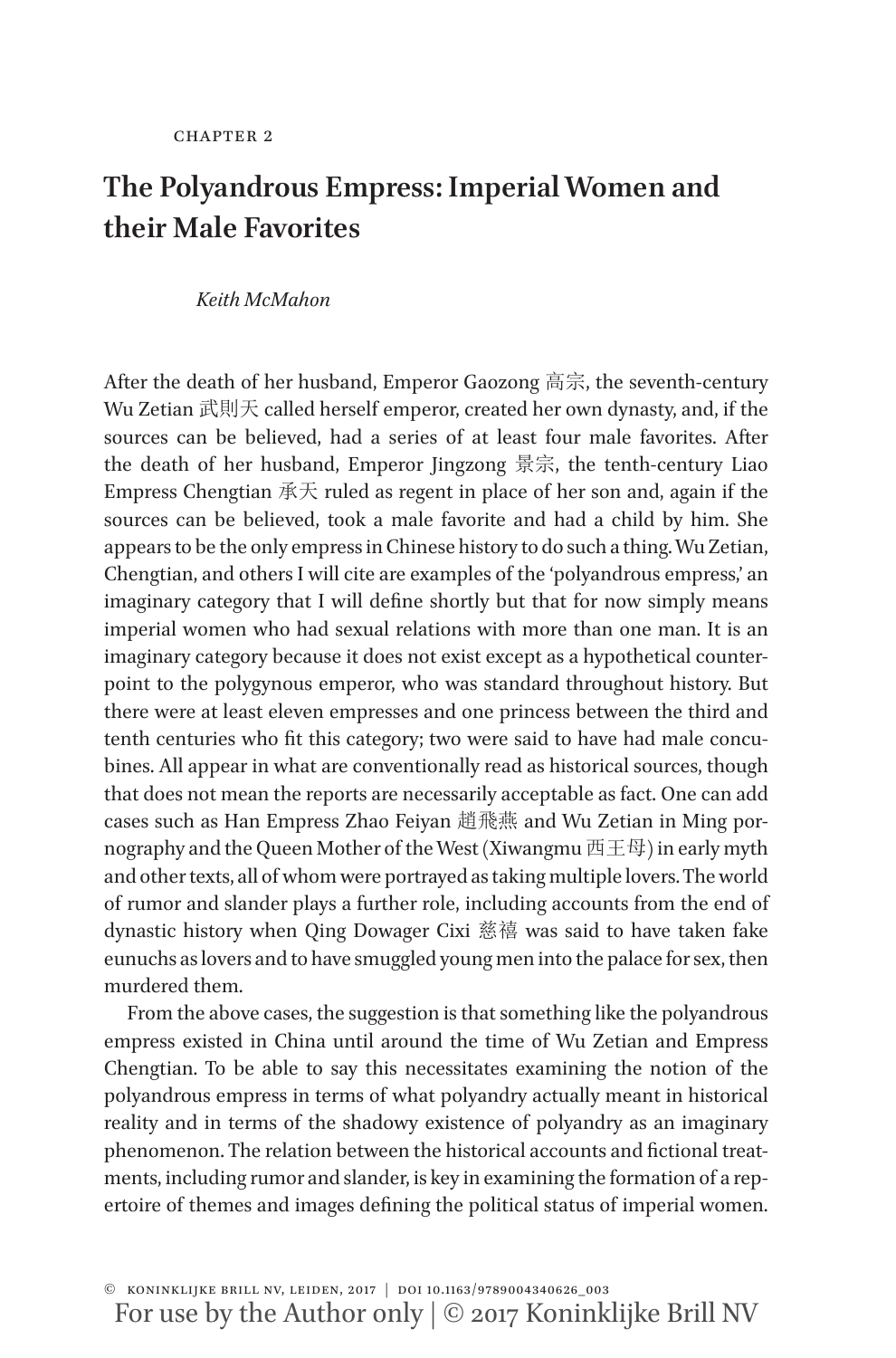CHAPTER 2

# The Polyandrous Empress: Imperial Women and their Male Favorites

*Keith McMahon*

After the death of her husband, Emperor Gaozong 高宗, the seventh-century Wu Zetian 武則天 called herself emperor, created her own dynasty, and, if the sources can be believed, had a series of at least four male favorites. After the death of her husband, Emperor Jingzong 景宗, the tenth-century Liao Empress Chengtian 承天 ruled as regent in place of her son and, again if the sources can be believed, took a male favorite and had a child by him. She appears to be the only empress in Chinese history to do such a thing. Wu Zetian, Chengtian, and others I will cite are examples of the 'polyandrous empress,' an imaginary category that I will define shortly but that for now simply means imperial women who had sexual relations with more than one man. It is an imaginary category because it does not exist except as a hypothetical counterpoint to the polygynous emperor, who was standard throughout history. But there were at least eleven empresses and one princess between the third and tenth centuries who fit this category; two were said to have had male concubines. All appear in what are conventionally read as historical sources, though that does not mean the reports are necessarily acceptable as fact. One can add cases such as Han Empress Zhao Feiyan 趙飛燕 and Wu Zetian in Ming pornography and the Queen Mother of the West (Xiwangmu 西王母) in early myth and other texts, all of whom were portrayed as taking multiple lovers. The world of rumor and slander plays a further role, including accounts from the end of dynastic history when Qing Dowager Cixi 慈禧 was said to have taken fake eunuchs as lovers and to have smuggled young men into the palace for sex, then murdered them.

From the above cases, the suggestion is that something like the polyandrous empress existed in China until around the time of Wu Zetian and Empress Chengtian. To be able to say this necessitates examining the notion of the polyandrous empress in terms of what polyandry actually meant in historical reality and in terms of the shadowy existence of polyandry as an imaginary phenomenon. The relation between the historical accounts and fictional treatments, including rumor and slander, is key in examining the formation of a repertoire of themes and images defining the political status of imperial women.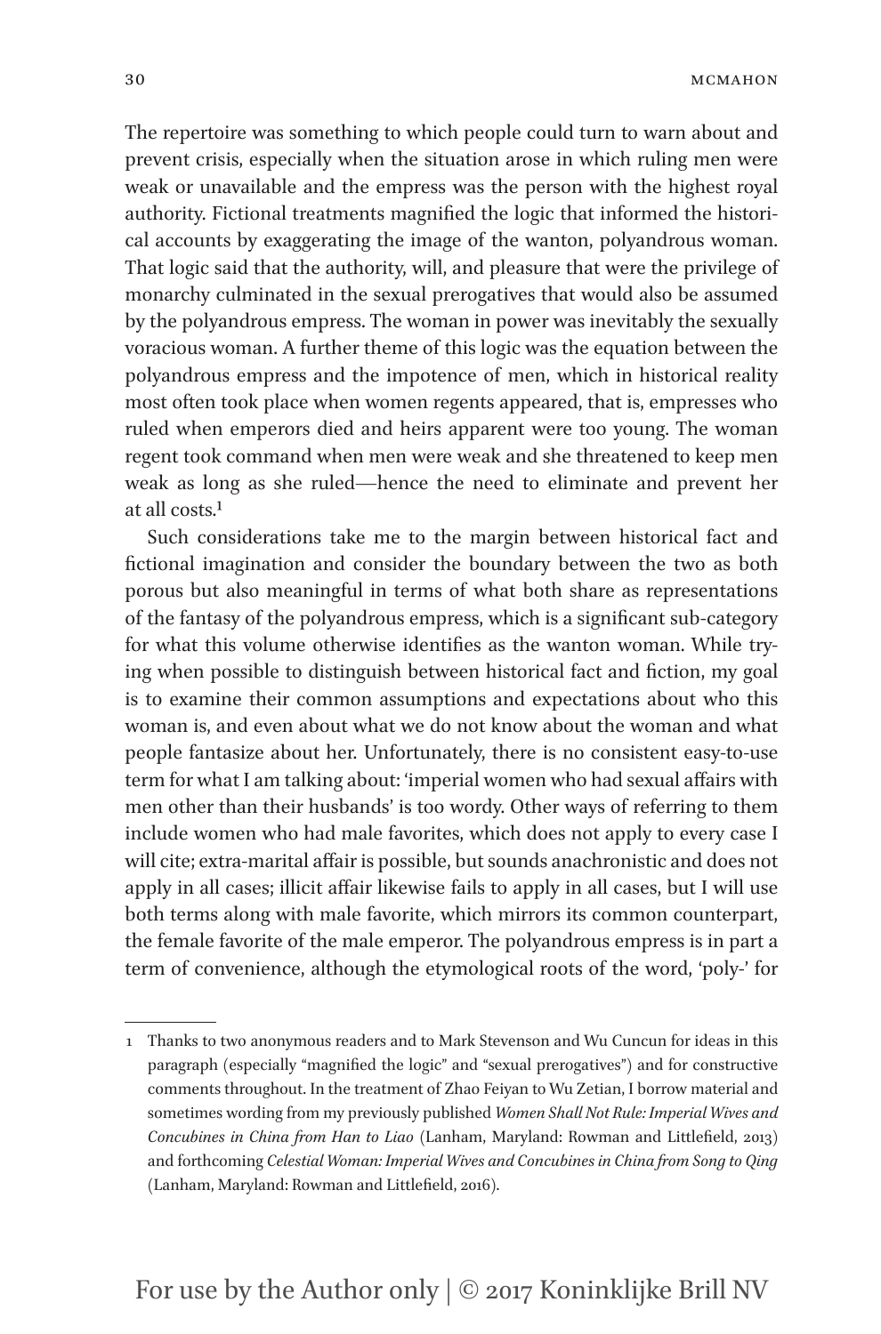The repertoire was something to which people could turn to warn about and prevent crisis, especially when the situation arose in which ruling men were weak or unavailable and the empress was the person with the highest royal authority. Fictional treatments magnified the logic that informed the historical accounts by exaggerating the image of the wanton, polyandrous woman. That logic said that the authority, will, and pleasure that were the privilege of monarchy culminated in the sexual prerogatives that would also be assumed by the polyandrous empress. The woman in power was inevitably the sexually voracious woman. A further theme of this logic was the equation between the polyandrous empress and the impotence of men, which in historical reality most often took place when women regents appeared, that is, empresses who ruled when emperors died and heirs apparent were too young. The woman regent took command when men were weak and she threatened to keep men weak as long as she ruled—hence the need to eliminate and prevent her at all costs.[1]

Such considerations take me to the margin between historical fact and fictional imagination and consider the boundary between the two as both porous but also meaningful in terms of what both share as representations of the fantasy of the polyandrous empress, which is a significant sub-category for what this volume otherwise identifies as the wanton woman. While trying when possible to distinguish between historical fact and fiction, my goal is to examine their common assumptions and expectations about who this woman is, and even about what we do not know about the woman and what people fantasize about her. Unfortunately, there is no consistent easy-to-use term for what I am talking about: 'imperial women who had sexual affairs with men other than their husbands' is too wordy. Other ways of referring to them include women who had male favorites, which does not apply to every case I will cite; extra-marital affair is possible, but sounds anachronistic and does not apply in all cases; illicit affair likewise fails to apply in all cases, but I will use both terms along with male favorite, which mirrors its common counterpart, the female favorite of the male emperor. The polyandrous empress is in part a term of convenience, although the etymological roots of the word, 'poly-' for

---

1 Thanks to two anonymous readers and to Mark Stevenson and Wu Cuncun for ideas in this paragraph (especially "magnified the logic" and "sexual prerogatives") and for constructive comments throughout. In the treatment of Zhao Feiyan to Wu Zetian, I borrow material and sometimes wording from my previously published *Women Shall Not Rule: Imperial Wives and Concubines in China from Han to Liao* (Lanham, Maryland: Rowman and Littlefield, 2013) and forthcoming *Celestial Woman: Imperial Wives and Concubines in China from Song to Qing* (Lanham, Maryland: Rowman and Littlefield, 2016).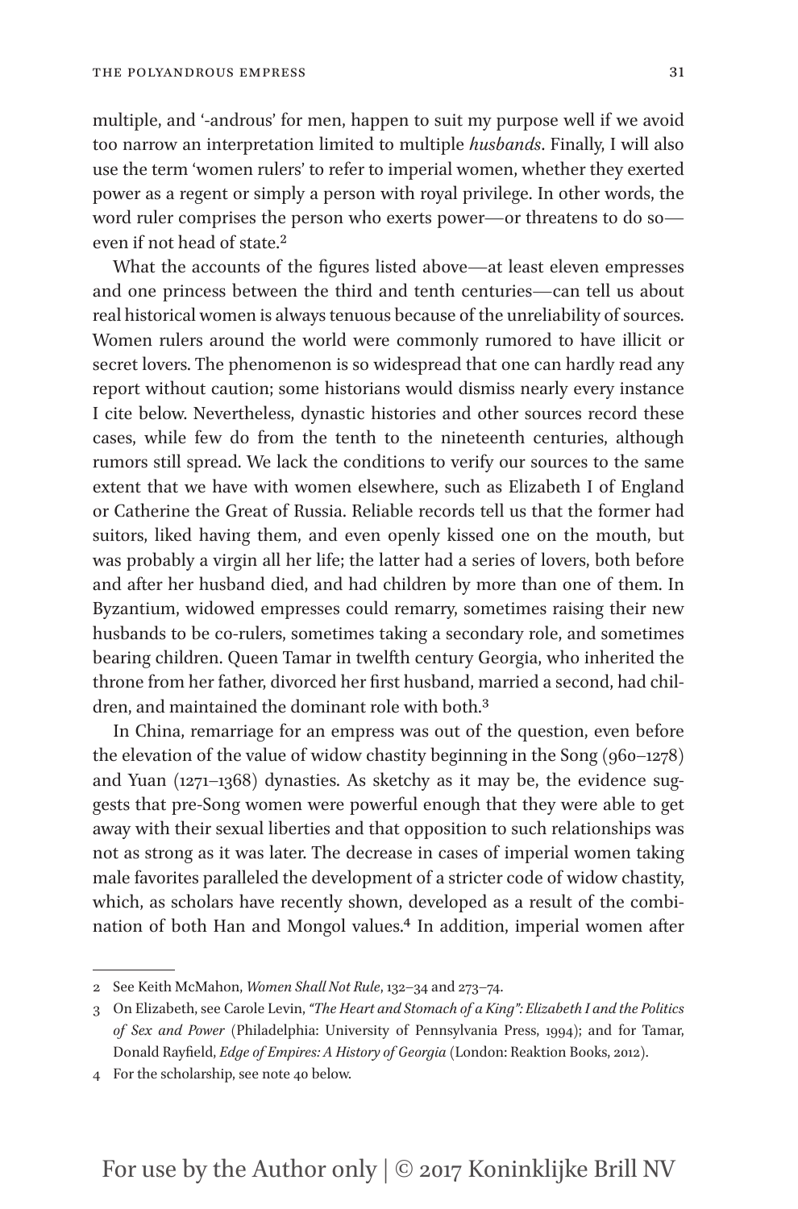multiple, and '-androus' for men, happen to suit my purpose well if we avoid too narrow an interpretation limited to multiple *husbands*. Finally, I will also use the term 'women rulers' to refer to imperial women, whether they exerted power as a regent or simply a person with royal privilege. In other words, the word ruler comprises the person who exerts power—or threatens to do so—even if not head of state.[2]

What the accounts of the figures listed above—at least eleven empresses and one princess between the third and tenth centuries—can tell us about real historical women is always tenuous because of the unreliability of sources. Women rulers around the world were commonly rumored to have illicit or secret lovers. The phenomenon is so widespread that one can hardly read any report without caution; some historians would dismiss nearly every instance I cite below. Nevertheless, dynastic histories and other sources record these cases, while few do from the tenth to the nineteenth centuries, although rumors still spread. We lack the conditions to verify our sources to the same extent that we have with women elsewhere, such as Elizabeth I of England or Catherine the Great of Russia. Reliable records tell us that the former had suitors, liked having them, and even openly kissed one on the mouth, but was probably a virgin all her life; the latter had a series of lovers, both before and after her husband died, and had children by more than one of them. In Byzantium, widowed empresses could remarry, sometimes raising their new husbands to be co-rulers, sometimes taking a secondary role, and sometimes bearing children. Queen Tamar in twelfth century Georgia, who inherited the throne from her father, divorced her first husband, married a second, had children, and maintained the dominant role with both.[3]

In China, remarriage for an empress was out of the question, even before the elevation of the value of widow chastity beginning in the Song (960–1278) and Yuan (1271–1368) dynasties. As sketchy as it may be, the evidence suggests that pre-Song women were powerful enough that they were able to get away with their sexual liberties and that opposition to such relationships was not as strong as it was later. The decrease in cases of imperial women taking male favorites paralleled the development of a stricter code of widow chastity, which, as scholars have recently shown, developed as a result of the combination of both Han and Mongol values.[4] In addition, imperial women after

---

2 See Keith McMahon, *Women Shall Not Rule*, 132–34 and 273–74.

3 On Elizabeth, see Carole Levin, *"The Heart and Stomach of a King": Elizabeth I and the Politics of Sex and Power* (Philadelphia: University of Pennsylvania Press, 1994); and for Tamar, Donald Rayfield, *Edge of Empires: A History of Georgia* (London: Reaktion Books, 2012).

4 For the scholarship, see note 40 below.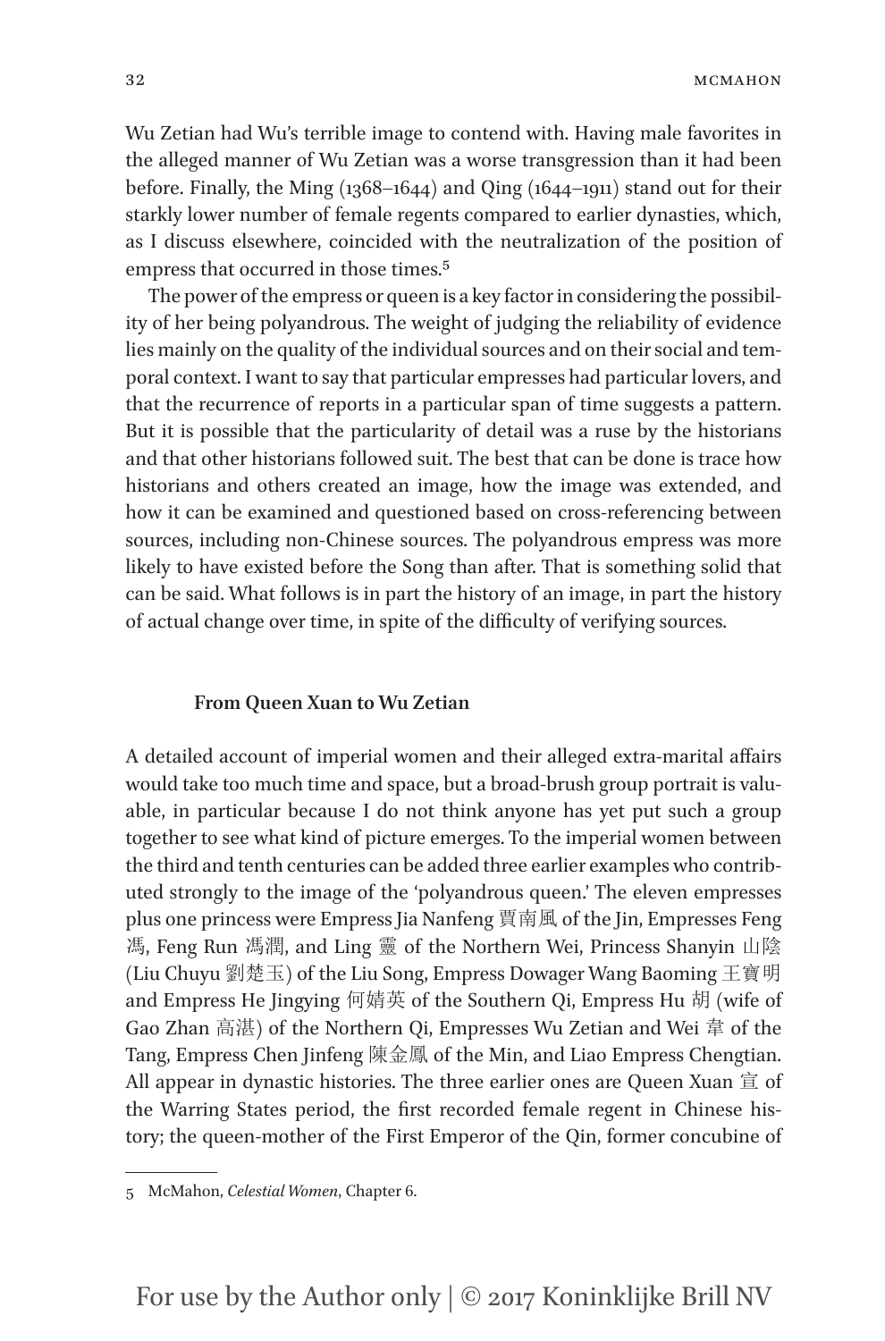Wu Zetian had Wu's terrible image to contend with. Having male favorites in the alleged manner of Wu Zetian was a worse transgression than it had been before. Finally, the Ming (1368–1644) and Qing (1644–1911) stand out for their starkly lower number of female regents compared to earlier dynasties, which, as I discuss elsewhere, coincided with the neutralization of the position of empress that occurred in those times.[5]

The power of the empress or queen is a key factor in considering the possibility of her being polyandrous. The weight of judging the reliability of evidence lies mainly on the quality of the individual sources and on their social and temporal context. I want to say that particular empresses had particular lovers, and that the recurrence of reports in a particular span of time suggests a pattern. But it is possible that the particularity of detail was a ruse by the historians and that other historians followed suit. The best that can be done is trace how historians and others created an image, how the image was extended, and how it can be examined and questioned based on cross-referencing between sources, including non-Chinese sources. The polyandrous empress was more likely to have existed before the Song than after. That is something solid that can be said. What follows is in part the history of an image, in part the history of actual change over time, in spite of the difficulty of verifying sources.

### From Queen Xuan to Wu Zetian

A detailed account of imperial women and their alleged extra-marital affairs would take too much time and space, but a broad-brush group portrait is valuable, in particular because I do not think anyone has yet put such a group together to see what kind of picture emerges. To the imperial women between the third and tenth centuries can be added three earlier examples who contributed strongly to the image of the 'polyandrous queen.' The eleven empresses plus one princess were Empress Jia Nanfeng 賈南風 of the Jin, Empresses Feng 馮, Feng Run 馮潤, and Ling 靈 of the Northern Wei, Princess Shanyin 山陰 (Liu Chuyu 劉楚玉) of the Liu Song, Empress Dowager Wang Baoming 王寶明 and Empress He Jingying 何婧英 of the Southern Qi, Empress Hu 胡 (wife of Gao Zhan 高湛) of the Northern Qi, Empresses Wu Zetian and Wei 韋 of the Tang, Empress Chen Jinfeng 陳金鳳 of the Min, and Liao Empress Chengtian. All appear in dynastic histories. The three earlier ones are Queen Xuan 宣 of the Warring States period, the first recorded female regent in Chinese history; the queen-mother of the First Emperor of the Qin, former concubine of

---

5 McMahon, *Celestial Women*, Chapter 6.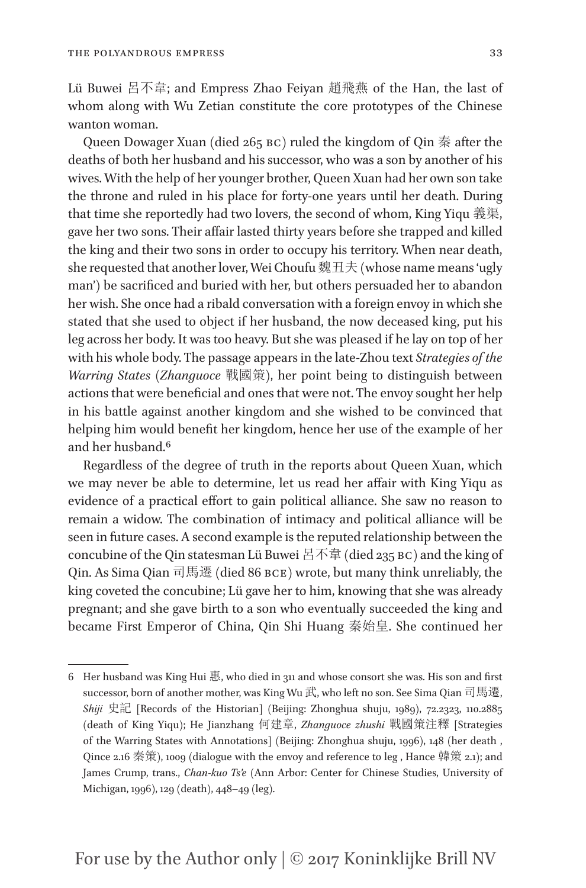Lü Buwei 呂不韋; and Empress Zhao Feiyan 趙飛燕 of the Han, the last of whom along with Wu Zetian constitute the core prototypes of the Chinese wanton woman.

Queen Dowager Xuan (died 265 BC) ruled the kingdom of Qin 秦 after the deaths of both her husband and his successor, who was a son by another of his wives. With the help of her younger brother, Queen Xuan had her own son take the throne and ruled in his place for forty-one years until her death. During that time she reportedly had two lovers, the second of whom, King Yiqu 義渠, gave her two sons. Their affair lasted thirty years before she trapped and killed the king and their two sons in order to occupy his territory. When near death, she requested that another lover, Wei Choufu 魏丑夫 (whose name means 'ugly man') be sacrificed and buried with her, but others persuaded her to abandon her wish. She once had a ribald conversation with a foreign envoy in which she stated that she used to object if her husband, the now deceased king, put his leg across her body. It was too heavy. But she was pleased if he lay on top of her with his whole body. The passage appears in the late-Zhou text *Strategies of the Warring States* (*Zhanguoce* 戰國策), her point being to distinguish between actions that were beneficial and ones that were not. The envoy sought her help in his battle against another kingdom and she wished to be convinced that helping him would benefit her kingdom, hence her use of the example of her and her husband.[6]

Regardless of the degree of truth in the reports about Queen Xuan, which we may never be able to determine, let us read her affair with King Yiqu as evidence of a practical effort to gain political alliance. She saw no reason to remain a widow. The combination of intimacy and political alliance will be seen in future cases. A second example is the reputed relationship between the concubine of the Qin statesman Lü Buwei 呂不韋 (died 235 BC) and the king of Qin. As Sima Qian 司馬遷 (died 86 BCE) wrote, but many think unreliably, the king coveted the concubine; Lü gave her to him, knowing that she was already pregnant; and she gave birth to a son who eventually succeeded the king and became First Emperor of China, Qin Shi Huang 秦始皇. She continued her

---

6 Her husband was King Hui 惠, who died in 311 and whose consort she was. His son and first successor, born of another mother, was King Wu 武, who left no son. See Sima Qian 司馬遷, *Shiji* 史記 [Records of the Historian] (Beijing: Zhonghua shuju, 1989), 72.2323, 110.2885 (death of King Yiqu); He Jianzhang 何建章, *Zhanguoce zhushi* 戰國策注釋 [Strategies of the Warring States with Annotations] (Beijing: Zhonghua shuju, 1996), 148 (her death , Qince 2.16 秦策), 1009 (dialogue with the envoy and reference to leg , Hance 韓策 2.1); and James Crump, trans., *Chan-kuo Ts'e* (Ann Arbor: Center for Chinese Studies, University of Michigan, 1996), 129 (death), 448–49 (leg).

For use by the Author only | © 2017 Koninklijke Brill NV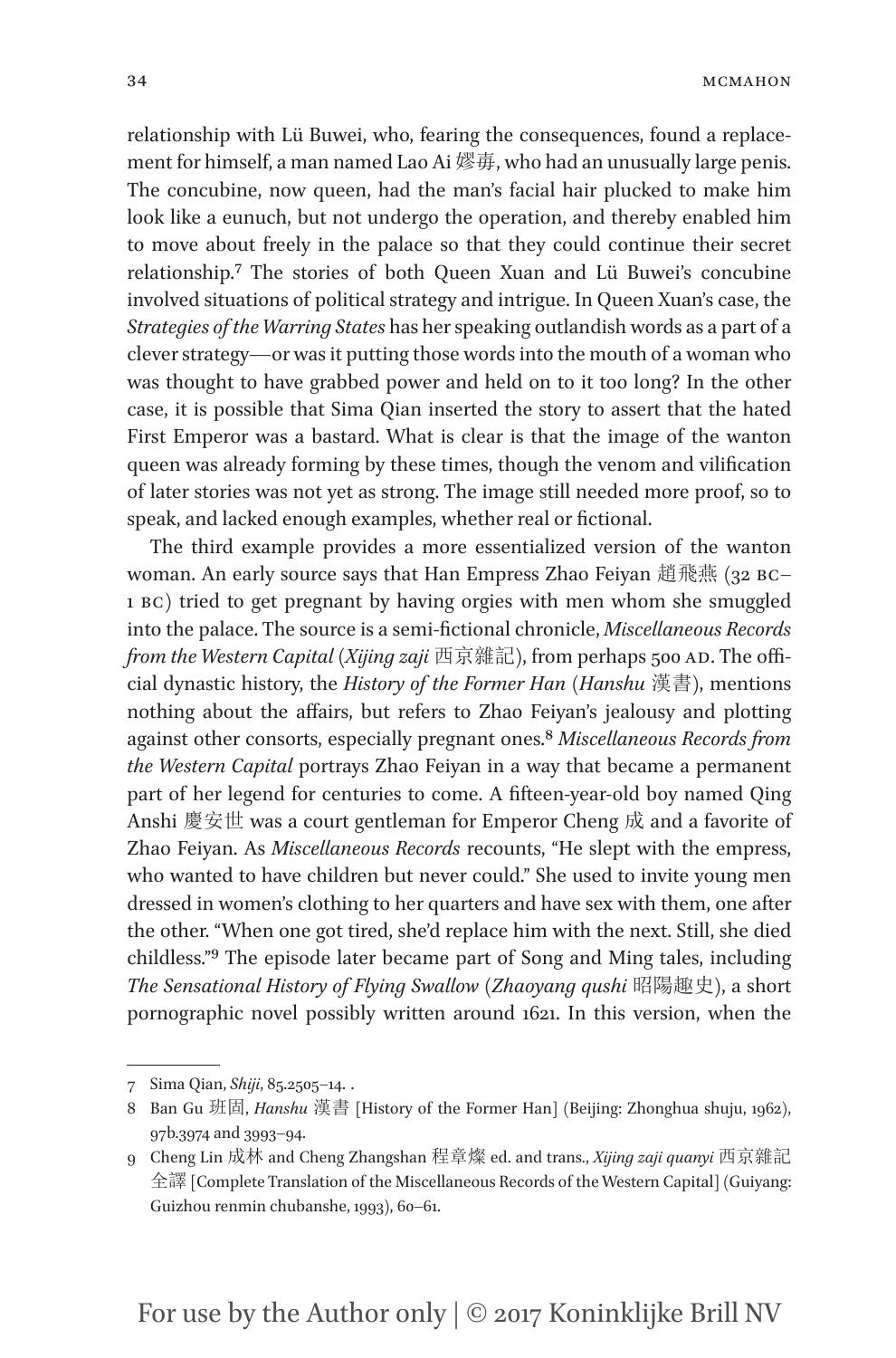relationship with Lü Buwei, who, fearing the consequences, found a replacement for himself, a man named Lao Ai 嫪毐, who had an unusually large penis. The concubine, now queen, had the man's facial hair plucked to make him look like a eunuch, but not undergo the operation, and thereby enabled him to move about freely in the palace so that they could continue their secret relationship.[7] The stories of both Queen Xuan and Lü Buwei's concubine involved situations of political strategy and intrigue. In Queen Xuan's case, the *Strategies of the Warring States* has her speaking outlandish words as a part of a clever strategy—or was it putting those words into the mouth of a woman who was thought to have grabbed power and held on to it too long? In the other case, it is possible that Sima Qian inserted the story to assert that the hated First Emperor was a bastard. What is clear is that the image of the wanton queen was already forming by these times, though the venom and vilification of later stories was not yet as strong. The image still needed more proof, so to speak, and lacked enough examples, whether real or fictional.

The third example provides a more essentialized version of the wanton woman. An early source says that Han Empress Zhao Feiyan 趙飛燕 (32 BC–1 BC) tried to get pregnant by having orgies with men whom she smuggled into the palace. The source is a semi-fictional chronicle, *Miscellaneous Records from the Western Capital* (*Xijing zaji* 西京雜記), from perhaps 500 AD. The official dynastic history, the *History of the Former Han* (*Hanshu* 漢書), mentions nothing about the affairs, but refers to Zhao Feiyan's jealousy and plotting against other consorts, especially pregnant ones.[8] *Miscellaneous Records from the Western Capital* portrays Zhao Feiyan in a way that became a permanent part of her legend for centuries to come. A fifteen-year-old boy named Qing Anshi 慶安世 was a court gentleman for Emperor Cheng 成 and a favorite of Zhao Feiyan. As *Miscellaneous Records* recounts, "He slept with the empress, who wanted to have children but never could." She used to invite young men dressed in women's clothing to her quarters and have sex with them, one after the other. "When one got tired, she'd replace him with the next. Still, she died childless."[9] The episode later became part of Song and Ming tales, including *The Sensational History of Flying Swallow* (*Zhaoyang qushi* 昭陽趣史), a short pornographic novel possibly written around 1621. In this version, when the

7 Sima Qian, *Shiji*, 85.2505–14. .

8 Ban Gu 班固, *Hanshu* 漢書 [History of the Former Han] (Beijing: Zhonghua shuju, 1962), 97b.3974 and 3993–94.

9 Cheng Lin 成林 and Cheng Zhangshan 程章燦 ed. and trans., *Xijing zaji quanyi* 西京雜記全譯 [Complete Translation of the Miscellaneous Records of the Western Capital] (Guiyang: Guizhou renmin chubanshe, 1993), 60–61.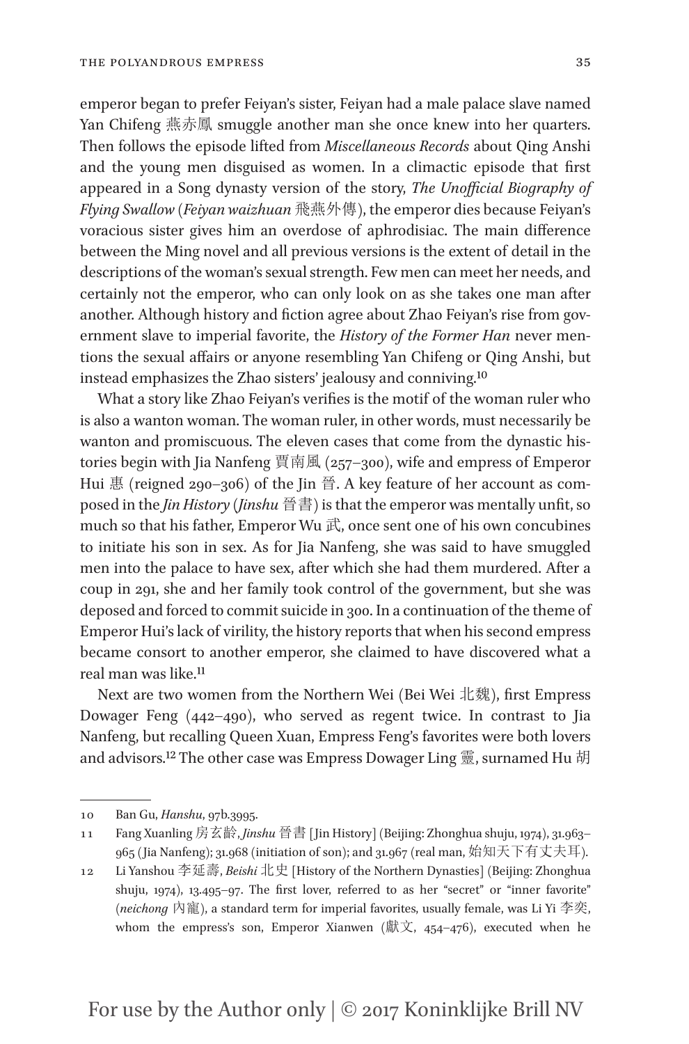emperor began to prefer Feiyan's sister, Feiyan had a male palace slave named Yan Chifeng 燕赤鳳 smuggle another man she once knew into her quarters. Then follows the episode lifted from *Miscellaneous Records* about Qing Anshi and the young men disguised as women. In a climactic episode that first appeared in a Song dynasty version of the story, *The Unofficial Biography of Flying Swallow* (*Feiyan waizhuan* 飛燕外傳), the emperor dies because Feiyan's voracious sister gives him an overdose of aphrodisiac. The main difference between the Ming novel and all previous versions is the extent of detail in the descriptions of the woman's sexual strength. Few men can meet her needs, and certainly not the emperor, who can only look on as she takes one man after another. Although history and fiction agree about Zhao Feiyan's rise from government slave to imperial favorite, the *History of the Former Han* never mentions the sexual affairs or anyone resembling Yan Chifeng or Qing Anshi, but instead emphasizes the Zhao sisters' jealousy and conniving.[10]

What a story like Zhao Feiyan's verifies is the motif of the woman ruler who is also a wanton woman. The woman ruler, in other words, must necessarily be wanton and promiscuous. The eleven cases that come from the dynastic histories begin with Jia Nanfeng 賈南風 (257–300), wife and empress of Emperor Hui 惠 (reigned 290–306) of the Jin 晉. A key feature of her account as composed in the *Jin History* (*Jinshu* 晉書) is that the emperor was mentally unfit, so much so that his father, Emperor Wu 武, once sent one of his own concubines to initiate his son in sex. As for Jia Nanfeng, she was said to have smuggled men into the palace to have sex, after which she had them murdered. After a coup in 291, she and her family took control of the government, but she was deposed and forced to commit suicide in 300. In a continuation of the theme of Emperor Hui's lack of virility, the history reports that when his second empress became consort to another emperor, she claimed to have discovered what a real man was like.[11]

Next are two women from the Northern Wei (Bei Wei 北魏), first Empress Dowager Feng (442–490), who served as regent twice. In contrast to Jia Nanfeng, but recalling Queen Xuan, Empress Feng's favorites were both lovers and advisors.[12] The other case was Empress Dowager Ling 靈, surnamed Hu 胡

---

10 Ban Gu, *Hanshu*, 97b.3995.

11 Fang Xuanling 房玄齡, *Jinshu* 晉書 [Jin History] (Beijing: Zhonghua shuju, 1974), 31.963–965 (Jia Nanfeng); 31.968 (initiation of son); and 31.967 (real man, 始知天下有丈夫耳).

12 Li Yanshou 李延壽, *Beishi* 北史 [History of the Northern Dynasties] (Beijing: Zhonghua shuju, 1974), 13.495–97. The first lover, referred to as her "secret" or "inner favorite" (*neichong* 內寵), a standard term for imperial favorites, usually female, was Li Yi 李奕, whom the empress's son, Emperor Xianwen (獻文, 454–476), executed when he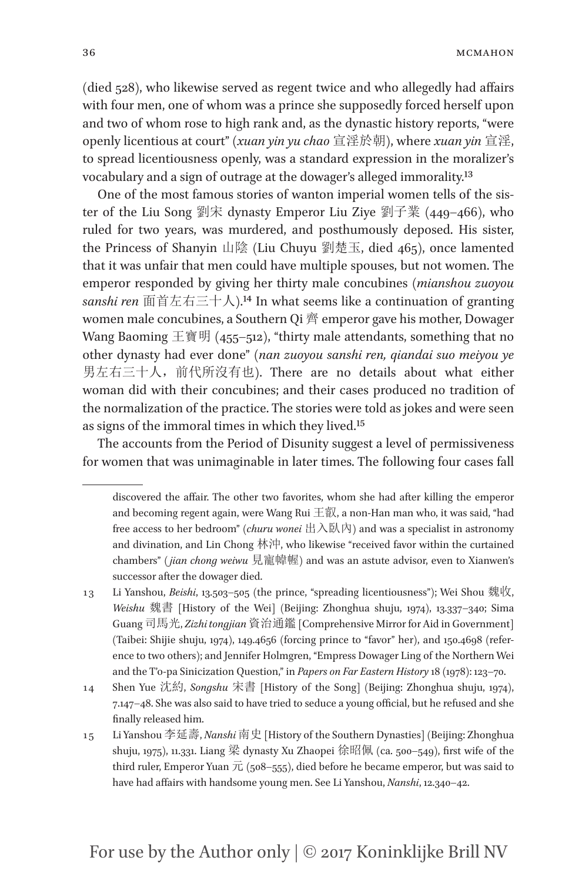(died 528), who likewise served as regent twice and who allegedly had affairs with four men, one of whom was a prince she supposedly forced herself upon and two of whom rose to high rank and, as the dynastic history reports, "were openly licentious at court" (*xuan yin yu chao* 宣淫於朝), where *xuan yin* 宣淫, to spread licentiousness openly, was a standard expression in the moralizer's vocabulary and a sign of outrage at the dowager's alleged immorality.[13]

One of the most famous stories of wanton imperial women tells of the sister of the Liu Song 劉宋 dynasty Emperor Liu Ziye 劉子業 (449–466), who ruled for two years, was murdered, and posthumously deposed. His sister, the Princess of Shanyin 山陰 (Liu Chuyu 劉楚玉, died 465), once lamented that it was unfair that men could have multiple spouses, but not women. The emperor responded by giving her thirty male concubines (*mianshou zuoyou sanshi ren* 面首左右三十人).[14] In what seems like a continuation of granting women male concubines, a Southern Qi 齊 emperor gave his mother, Dowager Wang Baoming 王寶明 (455–512), "thirty male attendants, something that no other dynasty had ever done" (*nan zuoyou sanshi ren, qiandai suo meiyou ye* 男左右三十人，前代所沒有也). There are no details about what either woman did with their concubines; and their cases produced no tradition of the normalization of the practice. The stories were told as jokes and were seen as signs of the immoral times in which they lived.[15]

The accounts from the Period of Disunity suggest a level of permissiveness for women that was unimaginable in later times. The following four cases fall

---

discovered the affair. The other two favorites, whom she had after killing the emperor and becoming regent again, were Wang Rui 王叡, a non-Han man who, it was said, "had free access to her bedroom" (*churu wonei* 出入臥內) and was a specialist in astronomy and divination, and Lin Chong 林沖, who likewise "received favor within the curtained chambers" (*jian chong weiwu* 見寵幃幄) and was an astute advisor, even to Xianwen's successor after the dowager died.

13 Li Yanshou, *Beishi*, 13.503–505 (the prince, "spreading licentiousness"); Wei Shou 魏收, *Weishu* 魏書 [History of the Wei] (Beijing: Zhonghua shuju, 1974), 13.337–340; Sima Guang 司馬光, *Zizhi tongjian* 資治通鑑 [Comprehensive Mirror for Aid in Government] (Taibei: Shijie shuju, 1974), 149.4656 (forcing prince to "favor" her), and 150.4698 (reference to two others); and Jennifer Holmgren, "Empress Dowager Ling of the Northern Wei and the T'o-pa Sinicization Question," in *Papers on Far Eastern History* 18 (1978): 123–70.

14 Shen Yue 沈約, *Songshu* 宋書 [History of the Song] (Beijing: Zhonghua shuju, 1974), 7.147–48. She was also said to have tried to seduce a young official, but he refused and she finally released him.

15 Li Yanshou 李延壽, *Nanshi* 南史 [History of the Southern Dynasties] (Beijing: Zhonghua shuju, 1975), 11.331. Liang 梁 dynasty Xu Zhaopei 徐昭佩 (ca. 500–549), first wife of the third ruler, Emperor Yuan 元 (508–555), died before he became emperor, but was said to have had affairs with handsome young men. See Li Yanshou, *Nanshi*, 12.340–42.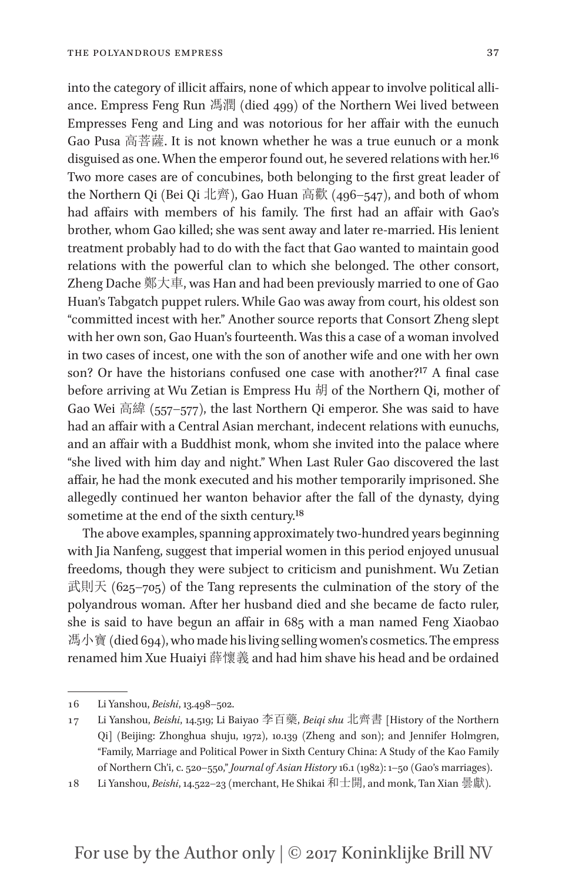into the category of illicit affairs, none of which appear to involve political alliance. Empress Feng Run 馮潤 (died 499) of the Northern Wei lived between Empresses Feng and Ling and was notorious for her affair with the eunuch Gao Pusa 高菩薩. It is not known whether he was a true eunuch or a monk disguised as one. When the emperor found out, he severed relations with her.[16] Two more cases are of concubines, both belonging to the first great leader of the Northern Qi (Bei Qi 北齊), Gao Huan 高歡 (496–547), and both of whom had affairs with members of his family. The first had an affair with Gao's brother, whom Gao killed; she was sent away and later re-married. His lenient treatment probably had to do with the fact that Gao wanted to maintain good relations with the powerful clan to which she belonged. The other consort, Zheng Dache 鄭大車, was Han and had been previously married to one of Gao Huan's Tabgatch puppet rulers. While Gao was away from court, his oldest son "committed incest with her." Another source reports that Consort Zheng slept with her own son, Gao Huan's fourteenth. Was this a case of a woman involved in two cases of incest, one with the son of another wife and one with her own son? Or have the historians confused one case with another?[17] A final case before arriving at Wu Zetian is Empress Hu 胡 of the Northern Qi, mother of Gao Wei 高緯 (557–577), the last Northern Qi emperor. She was said to have had an affair with a Central Asian merchant, indecent relations with eunuchs, and an affair with a Buddhist monk, whom she invited into the palace where "she lived with him day and night." When Last Ruler Gao discovered the last affair, he had the monk executed and his mother temporarily imprisoned. She allegedly continued her wanton behavior after the fall of the dynasty, dying sometime at the end of the sixth century.[18]

The above examples, spanning approximately two-hundred years beginning with Jia Nanfeng, suggest that imperial women in this period enjoyed unusual freedoms, though they were subject to criticism and punishment. Wu Zetian 武則天 (625–705) of the Tang represents the culmination of the story of the polyandrous woman. After her husband died and she became de facto ruler, she is said to have begun an affair in 685 with a man named Feng Xiaobao 馮小寶 (died 694), who made his living selling women's cosmetics. The empress renamed him Xue Huaiyi 薛懷義 and had him shave his head and be ordained

---

16 Li Yanshou, *Beishi*, 13.498–502.

17 Li Yanshou, *Beishi*, 14.519; Li Baiyao 李百藥, *Beiqi shu* 北齊書 [History of the Northern Qi] (Beijing: Zhonghua shuju, 1972), 10.139 (Zheng and son); and Jennifer Holmgren, "Family, Marriage and Political Power in Sixth Century China: A Study of the Kao Family of Northern Ch'i, c. 520–550," *Journal of Asian History* 16.1 (1982): 1–50 (Gao's marriages).

18 Li Yanshou, *Beishi*, 14.522–23 (merchant, He Shikai 和士開, and monk, Tan Xian 曇獻).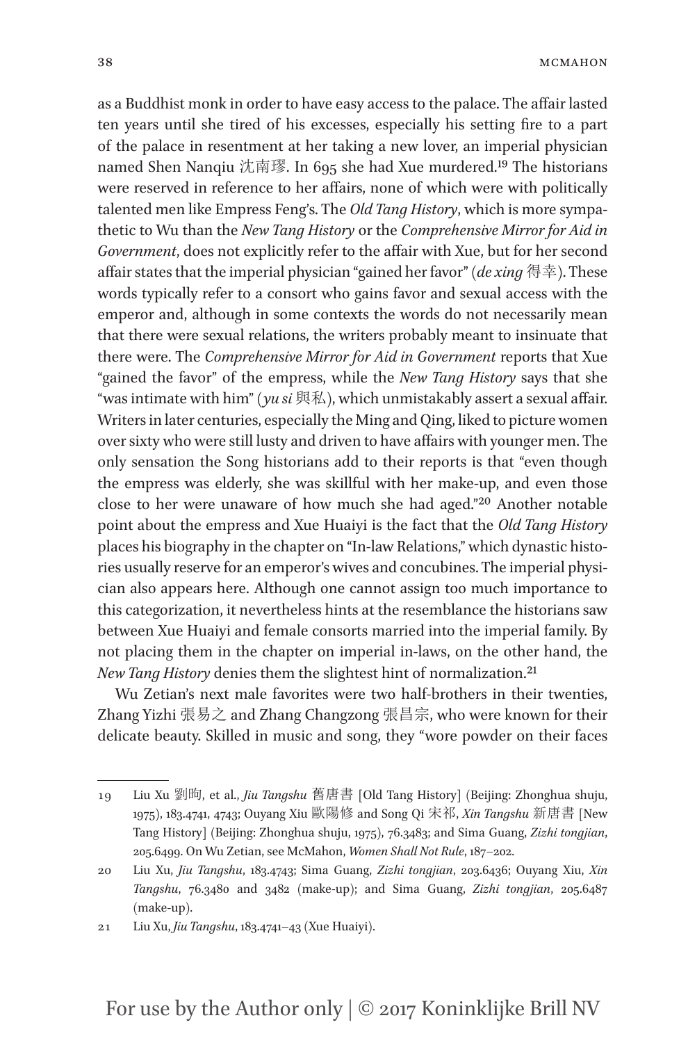as a Buddhist monk in order to have easy access to the palace. The affair lasted ten years until she tired of his excesses, especially his setting fire to a part of the palace in resentment at her taking a new lover, an imperial physician named Shen Nanqiu 沈南璆. In 695 she had Xue murdered.[19] The historians were reserved in reference to her affairs, none of which were with politically talented men like Empress Feng's. The *Old Tang History*, which is more sympathetic to Wu than the *New Tang History* or the *Comprehensive Mirror for Aid in Government*, does not explicitly refer to the affair with Xue, but for her second affair states that the imperial physician "gained her favor" (*de xing* 得幸). These words typically refer to a consort who gains favor and sexual access with the emperor and, although in some contexts the words do not necessarily mean that there were sexual relations, the writers probably meant to insinuate that there were. The *Comprehensive Mirror for Aid in Government* reports that Xue "gained the favor" of the empress, while the *New Tang History* says that she "was intimate with him" (*yu si* 與私), which unmistakably assert a sexual affair. Writers in later centuries, especially the Ming and Qing, liked to picture women over sixty who were still lusty and driven to have affairs with younger men. The only sensation the Song historians add to their reports is that "even though the empress was elderly, she was skillful with her make-up, and even those close to her were unaware of how much she had aged."[20] Another notable point about the empress and Xue Huaiyi is the fact that the *Old Tang History* places his biography in the chapter on "In-law Relations," which dynastic histories usually reserve for an emperor's wives and concubines. The imperial physician also appears here. Although one cannot assign too much importance to this categorization, it nevertheless hints at the resemblance the historians saw between Xue Huaiyi and female consorts married into the imperial family. By not placing them in the chapter on imperial in-laws, on the other hand, the *New Tang History* denies them the slightest hint of normalization.[21]

Wu Zetian's next male favorites were two half-brothers in their twenties, Zhang Yizhi 張易之 and Zhang Changzong 張昌宗, who were known for their delicate beauty. Skilled in music and song, they "wore powder on their faces

---

19 Liu Xu 劉昫, et al., *Jiu Tangshu* 舊唐書 [Old Tang History] (Beijing: Zhonghua shuju, 1975), 183.4741, 4743; Ouyang Xiu 歐陽修 and Song Qi 宋祁, *Xin Tangshu* 新唐書 [New Tang History] (Beijing: Zhonghua shuju, 1975), 76.3483; and Sima Guang, *Zizhi tongjian*, 205.6499. On Wu Zetian, see McMahon, *Women Shall Not Rule*, 187–202.

20 Liu Xu, *Jiu Tangshu*, 183.4743; Sima Guang, *Zizhi tongjian*, 203.6436; Ouyang Xiu, *Xin Tangshu*, 76.3480 and 3482 (make-up); and Sima Guang, *Zizhi tongjian*, 205.6487 (make-up).

21 Liu Xu, *Jiu Tangshu*, 183.4741–43 (Xue Huaiyi).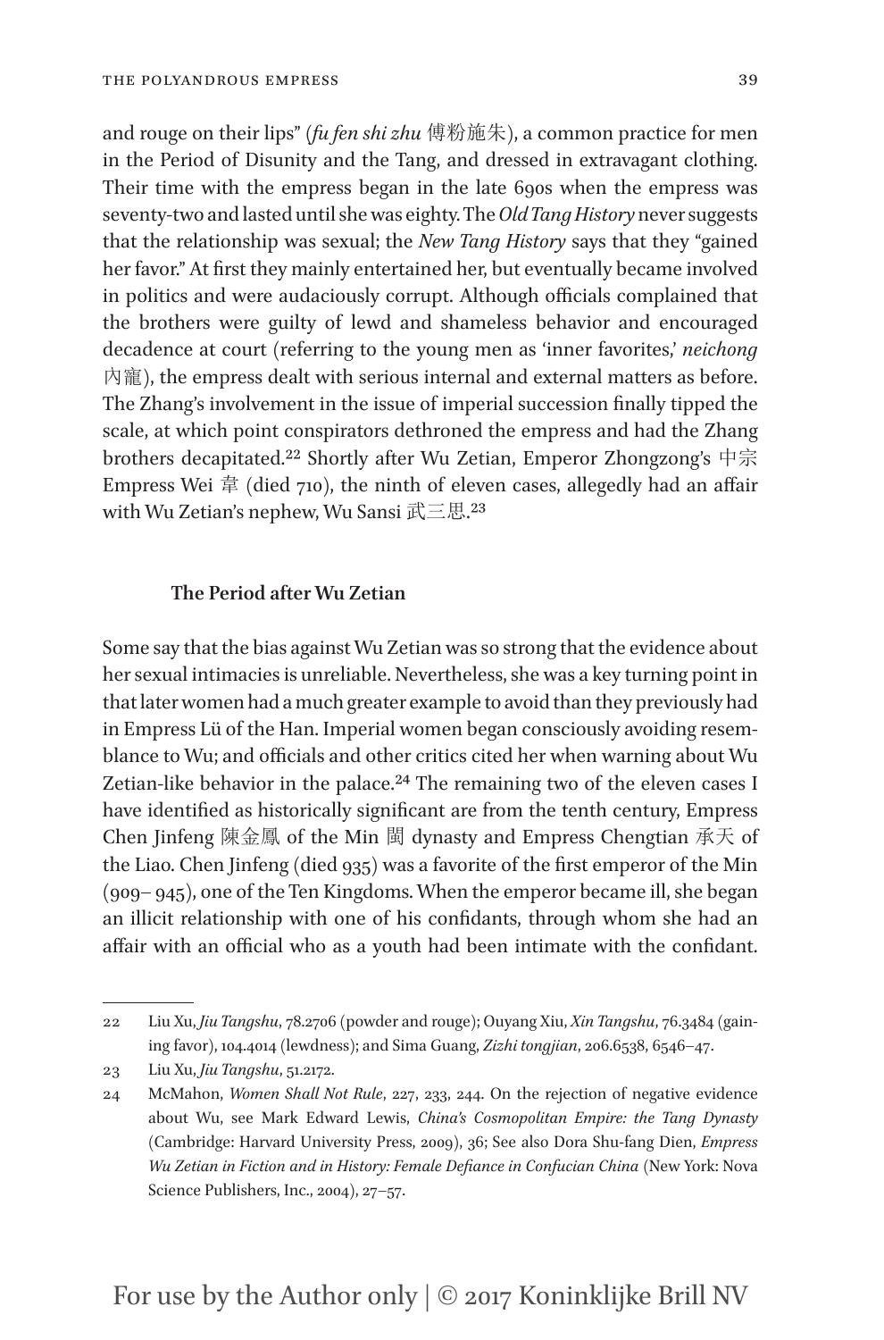and rouge on their lips" (*fu fen shi zhu* 傅粉施朱), a common practice for men in the Period of Disunity and the Tang, and dressed in extravagant clothing. Their time with the empress began in the late 690s when the empress was seventy-two and lasted until she was eighty. The *Old Tang History* never suggests that the relationship was sexual; the *New Tang History* says that they "gained her favor." At first they mainly entertained her, but eventually became involved in politics and were audaciously corrupt. Although officials complained that the brothers were guilty of lewd and shameless behavior and encouraged decadence at court (referring to the young men as 'inner favorites,' *neichong* 內寵), the empress dealt with serious internal and external matters as before. The Zhang's involvement in the issue of imperial succession finally tipped the scale, at which point conspirators dethroned the empress and had the Zhang brothers decapitated.[22] Shortly after Wu Zetian, Emperor Zhongzong's 中宗 Empress Wei 韋 (died 710), the ninth of eleven cases, allegedly had an affair with Wu Zetian's nephew, Wu Sansi 武三思.[23]

### The Period after Wu Zetian

Some say that the bias against Wu Zetian was so strong that the evidence about her sexual intimacies is unreliable. Nevertheless, she was a key turning point in that later women had a much greater example to avoid than they previously had in Empress Lü of the Han. Imperial women began consciously avoiding resemblance to Wu; and officials and other critics cited her when warning about Wu Zetian-like behavior in the palace.[24] The remaining two of the eleven cases I have identified as historically significant are from the tenth century, Empress Chen Jinfeng 陳金鳳 of the Min 閩 dynasty and Empress Chengtian 承天 of the Liao. Chen Jinfeng (died 935) was a favorite of the first emperor of the Min (909– 945), one of the Ten Kingdoms. When the emperor became ill, she began an illicit relationship with one of his confidants, through whom she had an affair with an official who as a youth had been intimate with the confidant.

---

22 Liu Xu, *Jiu Tangshu*, 78.2706 (powder and rouge); Ouyang Xiu, *Xin Tangshu*, 76.3484 (gaining favor), 104.4014 (lewdness); and Sima Guang, *Zizhi tongjian*, 206.6538, 6546–47.

23 Liu Xu, *Jiu Tangshu*, 51.2172.

24 McMahon, *Women Shall Not Rule*, 227, 233, 244. On the rejection of negative evidence about Wu, see Mark Edward Lewis, *China's Cosmopolitan Empire: the Tang Dynasty* (Cambridge: Harvard University Press, 2009), 36; See also Dora Shu-fang Dien, *Empress Wu Zetian in Fiction and in History: Female Defiance in Confucian China* (New York: Nova Science Publishers, Inc., 2004), 27–57.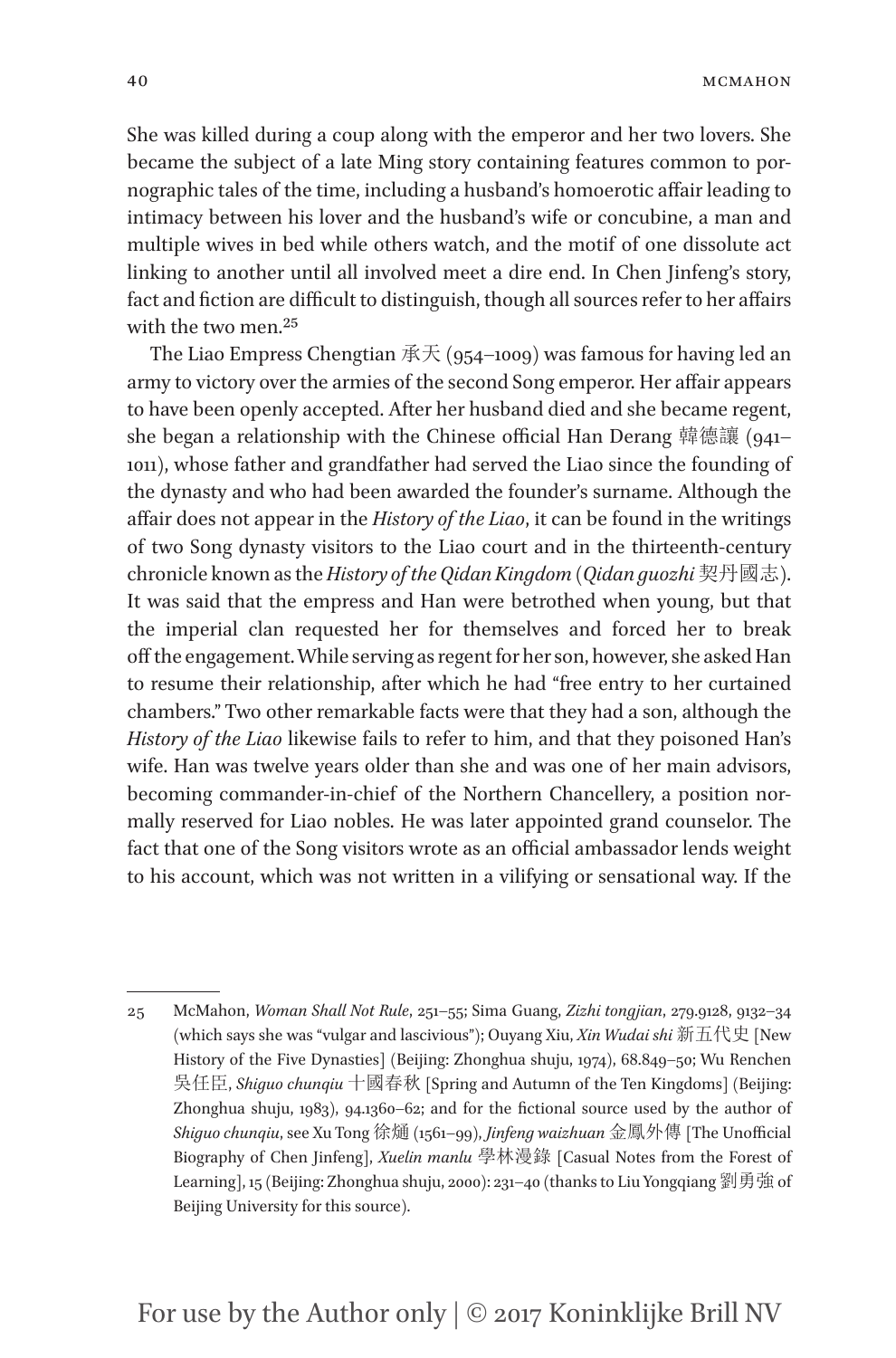She was killed during a coup along with the emperor and her two lovers. She became the subject of a late Ming story containing features common to pornographic tales of the time, including a husband's homoerotic affair leading to intimacy between his lover and the husband's wife or concubine, a man and multiple wives in bed while others watch, and the motif of one dissolute act linking to another until all involved meet a dire end. In Chen Jinfeng's story, fact and fiction are difficult to distinguish, though all sources refer to her affairs with the two men.[25]

The Liao Empress Chengtian 承天 (954–1009) was famous for having led an army to victory over the armies of the second Song emperor. Her affair appears to have been openly accepted. After her husband died and she became regent, she began a relationship with the Chinese official Han Derang 韓德讓 (941–1011), whose father and grandfather had served the Liao since the founding of the dynasty and who had been awarded the founder's surname. Although the affair does not appear in the *History of the Liao*, it can be found in the writings of two Song dynasty visitors to the Liao court and in the thirteenth-century chronicle known as the *History of the Qidan Kingdom* (*Qidan guozhi* 契丹國志). It was said that the empress and Han were betrothed when young, but that the imperial clan requested her for themselves and forced her to break off the engagement. While serving as regent for her son, however, she asked Han to resume their relationship, after which he had "free entry to her curtained chambers." Two other remarkable facts were that they had a son, although the *History of the Liao* likewise fails to refer to him, and that they poisoned Han's wife. Han was twelve years older than she and was one of her main advisors, becoming commander-in-chief of the Northern Chancellery, a position normally reserved for Liao nobles. He was later appointed grand counselor. The fact that one of the Song visitors wrote as an official ambassador lends weight to his account, which was not written in a vilifying or sensational way. If the

---

25 McMahon, *Woman Shall Not Rule*, 251–55; Sima Guang, *Zizhi tongjian*, 279.9128, 9132–34 (which says she was "vulgar and lascivious"); Ouyang Xiu, *Xin Wudai shi* 新五代史 [New History of the Five Dynasties] (Beijing: Zhonghua shuju, 1974), 68.849–50; Wu Renchen 吳任臣, *Shiguo chunqiu* 十國春秋 [Spring and Autumn of the Ten Kingdoms] (Beijing: Zhonghua shuju, 1983), 94.1360–62; and for the fictional source used by the author of *Shiguo chunqiu*, see Xu Tong 徐熥 (1561–99), *Jinfeng waizhuan* 金鳳外傳 [The Unofficial Biography of Chen Jinfeng], *Xuelin manlu* 學林漫錄 [Casual Notes from the Forest of Learning], 15 (Beijing: Zhonghua shuju, 2000): 231–40 (thanks to Liu Yongqiang 劉勇強 of Beijing University for this source).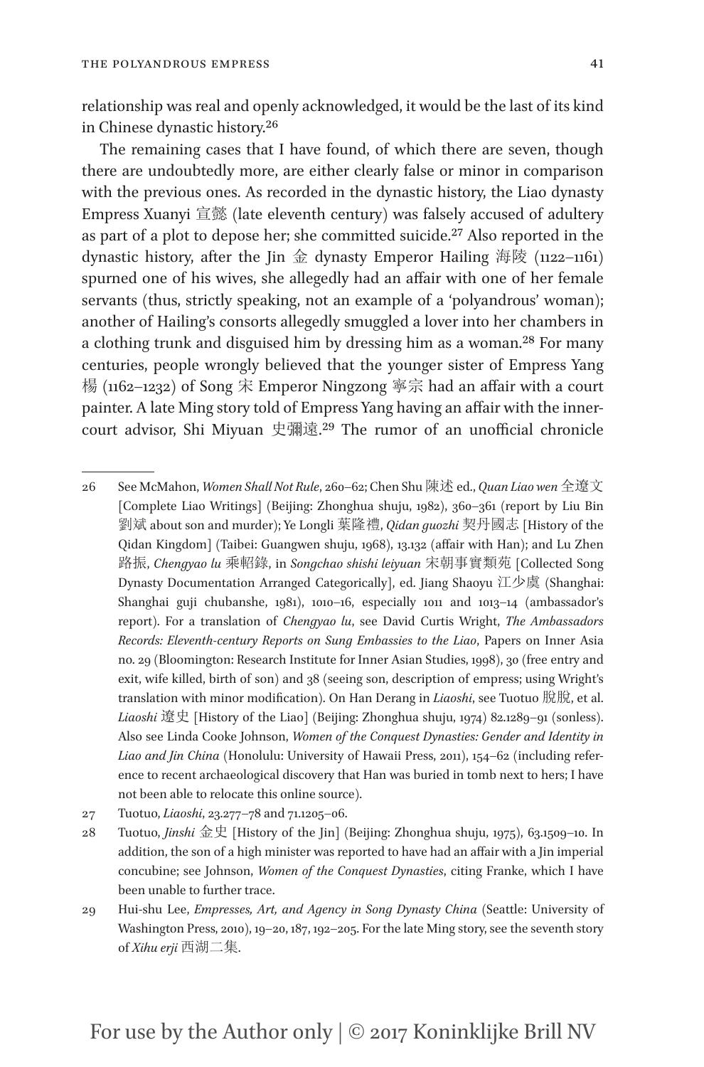relationship was real and openly acknowledged, it would be the last of its kind in Chinese dynastic history.[26]

The remaining cases that I have found, of which there are seven, though there are undoubtedly more, are either clearly false or minor in comparison with the previous ones. As recorded in the dynastic history, the Liao dynasty Empress Xuanyi 宣懿 (late eleventh century) was falsely accused of adultery as part of a plot to depose her; she committed suicide.[27] Also reported in the dynastic history, after the Jin 金 dynasty Emperor Hailing 海陵 (1122–1161) spurned one of his wives, she allegedly had an affair with one of her female servants (thus, strictly speaking, not an example of a 'polyandrous' woman); another of Hailing's consorts allegedly smuggled a lover into her chambers in a clothing trunk and disguised him by dressing him as a woman.[28] For many centuries, people wrongly believed that the younger sister of Empress Yang 楊 (1162–1232) of Song 宋 Emperor Ningzong 寧宗 had an affair with a court painter. A late Ming story told of Empress Yang having an affair with the inner-court advisor, Shi Miyuan 史彌遠.[29] The rumor of an unofficial chronicle

---

26 See McMahon, *Women Shall Not Rule*, 260–62; Chen Shu 陳述 ed., *Quan Liao wen* 全遼文 [Complete Liao Writings] (Beijing: Zhonghua shuju, 1982), 360–361 (report by Liu Bin 劉斌 about son and murder); Ye Longli 葉隆禮, *Qidan guozhi* 契丹國志 [History of the Qidan Kingdom] (Taibei: Guangwen shuju, 1968), 13.132 (affair with Han); and Lu Zhen 路振, *Chengyao lu* 乘軺錄, in *Songchao shishi leiyuan* 宋朝事實類苑 [Collected Song Dynasty Documentation Arranged Categorically], ed. Jiang Shaoyu 江少虞 (Shanghai: Shanghai guji chubanshe, 1981), 1010–16, especially 1011 and 1013–14 (ambassador's report). For a translation of *Chengyao lu*, see David Curtis Wright, *The Ambassadors Records: Eleventh-century Reports on Sung Embassies to the Liao*, Papers on Inner Asia no. 29 (Bloomington: Research Institute for Inner Asian Studies, 1998), 30 (free entry and exit, wife killed, birth of son) and 38 (seeing son, description of empress; using Wright's translation with minor modification). On Han Derang in *Liaoshi*, see Tuotuo 脫脫, et al. *Liaoshi* 遼史 [History of the Liao] (Beijing: Zhonghua shuju, 1974) 82.1289–91 (sonless). Also see Linda Cooke Johnson, *Women of the Conquest Dynasties: Gender and Identity in Liao and Jin China* (Honolulu: University of Hawaii Press, 2011), 154–62 (including reference to recent archaeological discovery that Han was buried in tomb next to hers; I have not been able to relocate this online source).

27 Tuotuo, *Liaoshi*, 23.277–78 and 71.1205–06.

28 Tuotuo, *Jinshi* 金史 [History of the Jin] (Beijing: Zhonghua shuju, 1975), 63.1509–10. In addition, the son of a high minister was reported to have had an affair with a Jin imperial concubine; see Johnson, *Women of the Conquest Dynasties*, citing Franke, which I have been unable to further trace.

29 Hui-shu Lee, *Empresses, Art, and Agency in Song Dynasty China* (Seattle: University of Washington Press, 2010), 19–20, 187, 192–205. For the late Ming story, see the seventh story of *Xihu erji* 西湖二集.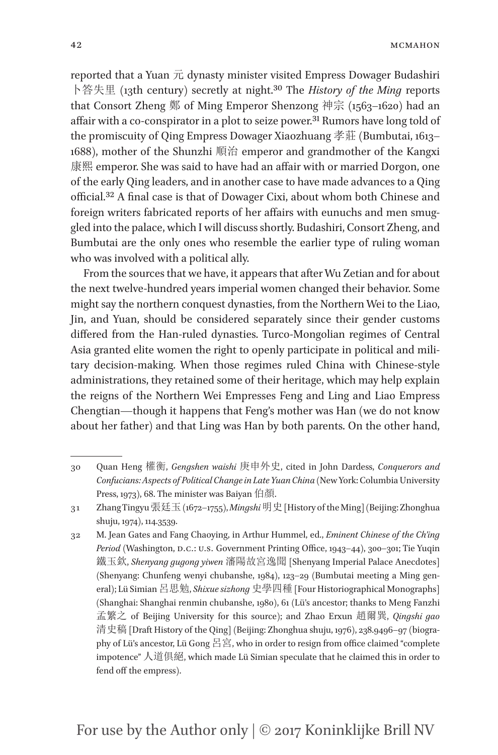reported that a Yuan 元 dynasty minister visited Empress Dowager Budashiri 卜答失里 (13th century) secretly at night.[30] The *History of the Ming* reports that Consort Zheng 鄭 of Ming Emperor Shenzong 神宗 (1563–1620) had an affair with a co-conspirator in a plot to seize power.[31] Rumors have long told of the promiscuity of Qing Empress Dowager Xiaozhuang 孝莊 (Bumbutai, 1613–1688), mother of the Shunzhi 順治 emperor and grandmother of the Kangxi 康熙 emperor. She was said to have had an affair with or married Dorgon, one of the early Qing leaders, and in another case to have made advances to a Qing official.[32] A final case is that of Dowager Cixi, about whom both Chinese and foreign writers fabricated reports of her affairs with eunuchs and men smuggled into the palace, which I will discuss shortly. Budashiri, Consort Zheng, and Bumbutai are the only ones who resemble the earlier type of ruling woman who was involved with a political ally.

From the sources that we have, it appears that after Wu Zetian and for about the next twelve-hundred years imperial women changed their behavior. Some might say the northern conquest dynasties, from the Northern Wei to the Liao, Jin, and Yuan, should be considered separately since their gender customs differed from the Han-ruled dynasties. Turco-Mongolian regimes of Central Asia granted elite women the right to openly participate in political and military decision-making. When those regimes ruled China with Chinese-style administrations, they retained some of their heritage, which may help explain the reigns of the Northern Wei Empresses Feng and Ling and Liao Empress Chengtian—though it happens that Feng's mother was Han (we do not know about her father) and that Ling was Han by both parents. On the other hand,

---

30 Quan Heng 權衡, *Gengshen waishi* 庚申外史, cited in John Dardess, *Conquerors and Confucians: Aspects of Political Change in Late Yuan China* (New York: Columbia University Press, 1973), 68. The minister was Baiyan 伯顏.

31 Zhang Tingyu 張廷玉 (1672–1755), *Mingshi* 明史 [History of the Ming] (Beijing: Zhonghua shuju, 1974), 114.3539.

32 M. Jean Gates and Fang Chaoying, in Arthur Hummel, ed., *Eminent Chinese of the Ch'ing Period* (Washington, D.C.: U.S. Government Printing Office, 1943–44), 300–301; Tie Yuqin 鐵玉欽, *Shenyang gugong yiwen* 瀋陽故宮逸聞 [Shenyang Imperial Palace Anecdotes] (Shenyang: Chunfeng wenyi chubanshe, 1984), 123–29 (Bumbutai meeting a Ming general); Lü Simian 呂思勉, *Shixue sizhong* 史學四種 [Four Historiographical Monographs] (Shanghai: Shanghai renmin chubanshe, 1980), 61 (Lü's ancestor; thanks to Meng Fanzhi 孟繁之 of Beijing University for this source); and Zhao Erxun 趙爾巽, *Qingshi gao* 清史稿 [Draft History of the Qing] (Beijing: Zhonghua shuju, 1976), 238.9496–97 (biography of Lü's ancestor, Lü Gong 呂宮, who in order to resign from office claimed "complete impotence" 人道俱絕, which made Lü Simian speculate that he claimed this in order to fend off the empress).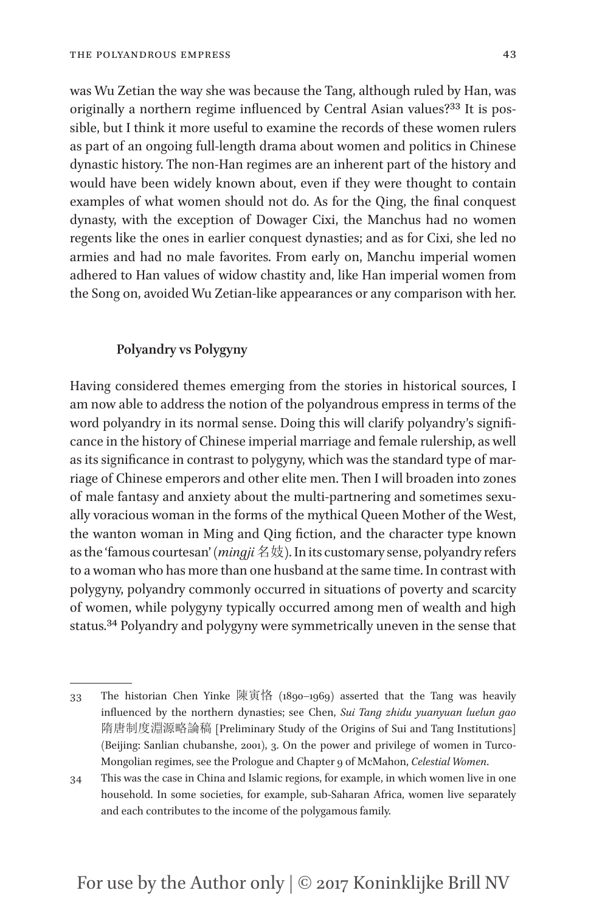was Wu Zetian the way she was because the Tang, although ruled by Han, was originally a northern regime influenced by Central Asian values?[33] It is possible, but I think it more useful to examine the records of these women rulers as part of an ongoing full-length drama about women and politics in Chinese dynastic history. The non-Han regimes are an inherent part of the history and would have been widely known about, even if they were thought to contain examples of what women should not do. As for the Qing, the final conquest dynasty, with the exception of Dowager Cixi, the Manchus had no women regents like the ones in earlier conquest dynasties; and as for Cixi, she led no armies and had no male favorites. From early on, Manchu imperial women adhered to Han values of widow chastity and, like Han imperial women from the Song on, avoided Wu Zetian-like appearances or any comparison with her.

### Polyandry vs Polygyny

Having considered themes emerging from the stories in historical sources, I am now able to address the notion of the polyandrous empress in terms of the word polyandry in its normal sense. Doing this will clarify polyandry's significance in the history of Chinese imperial marriage and female rulership, as well as its significance in contrast to polygyny, which was the standard type of marriage of Chinese emperors and other elite men. Then I will broaden into zones of male fantasy and anxiety about the multi-partnering and sometimes sexually voracious woman in the forms of the mythical Queen Mother of the West, the wanton woman in Ming and Qing fiction, and the character type known as the 'famous courtesan' (*mingji* 名妓). In its customary sense, polyandry refers to a woman who has more than one husband at the same time. In contrast with polygyny, polyandry commonly occurred in situations of poverty and scarcity of women, while polygyny typically occurred among men of wealth and high status.[34] Polyandry and polygyny were symmetrically uneven in the sense that

---

33 The historian Chen Yinke 陳寅恪 (1890–1969) asserted that the Tang was heavily influenced by the northern dynasties; see Chen, *Sui Tang zhidu yuanyuan luelun gao* 隋唐制度淵源略論稿 [Preliminary Study of the Origins of Sui and Tang Institutions] (Beijing: Sanlian chubanshe, 2001), 3. On the power and privilege of women in Turco-Mongolian regimes, see the Prologue and Chapter 9 of McMahon, *Celestial Women*.

34 This was the case in China and Islamic regions, for example, in which women live in one household. In some societies, for example, sub-Saharan Africa, women live separately and each contributes to the income of the polygamous family.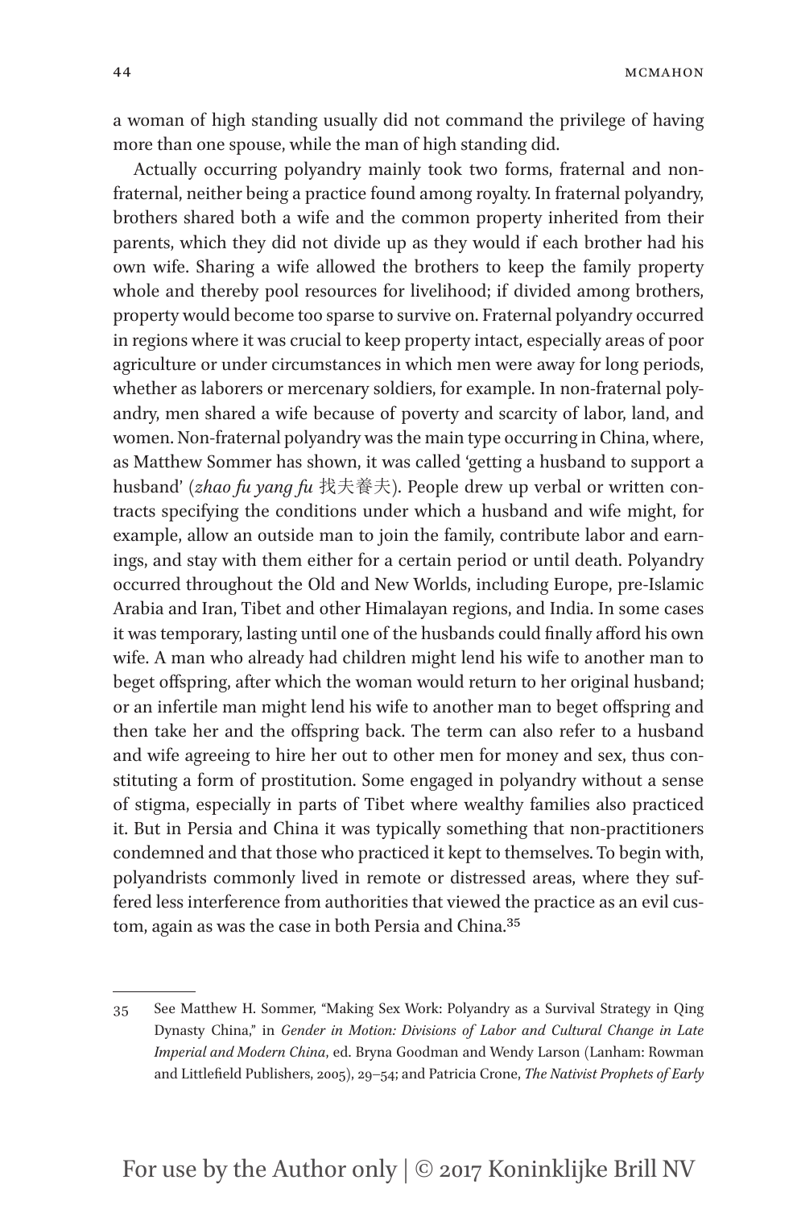a woman of high standing usually did not command the privilege of having more than one spouse, while the man of high standing did.

Actually occurring polyandry mainly took two forms, fraternal and non-fraternal, neither being a practice found among royalty. In fraternal polyandry, brothers shared both a wife and the common property inherited from their parents, which they did not divide up as they would if each brother had his own wife. Sharing a wife allowed the brothers to keep the family property whole and thereby pool resources for livelihood; if divided among brothers, property would become too sparse to survive on. Fraternal polyandry occurred in regions where it was crucial to keep property intact, especially areas of poor agriculture or under circumstances in which men were away for long periods, whether as laborers or mercenary soldiers, for example. In non-fraternal polyandry, men shared a wife because of poverty and scarcity of labor, land, and women. Non-fraternal polyandry was the main type occurring in China, where, as Matthew Sommer has shown, it was called 'getting a husband to support a husband' (*zhao fu yang fu* 找夫養夫). People drew up verbal or written contracts specifying the conditions under which a husband and wife might, for example, allow an outside man to join the family, contribute labor and earnings, and stay with them either for a certain period or until death. Polyandry occurred throughout the Old and New Worlds, including Europe, pre-Islamic Arabia and Iran, Tibet and other Himalayan regions, and India. In some cases it was temporary, lasting until one of the husbands could finally afford his own wife. A man who already had children might lend his wife to another man to beget offspring, after which the woman would return to her original husband; or an infertile man might lend his wife to another man to beget offspring and then take her and the offspring back. The term can also refer to a husband and wife agreeing to hire her out to other men for money and sex, thus constituting a form of prostitution. Some engaged in polyandry without a sense of stigma, especially in parts of Tibet where wealthy families also practiced it. But in Persia and China it was typically something that non-practitioners condemned and that those who practiced it kept to themselves. To begin with, polyandrists commonly lived in remote or distressed areas, where they suffered less interference from authorities that viewed the practice as an evil custom, again as was the case in both Persia and China.[35]

---

35 See Matthew H. Sommer, "Making Sex Work: Polyandry as a Survival Strategy in Qing Dynasty China," in *Gender in Motion: Divisions of Labor and Cultural Change in Late Imperial and Modern China*, ed. Bryna Goodman and Wendy Larson (Lanham: Rowman and Littlefield Publishers, 2005), 29–54; and Patricia Crone, *The Nativist Prophets of Early*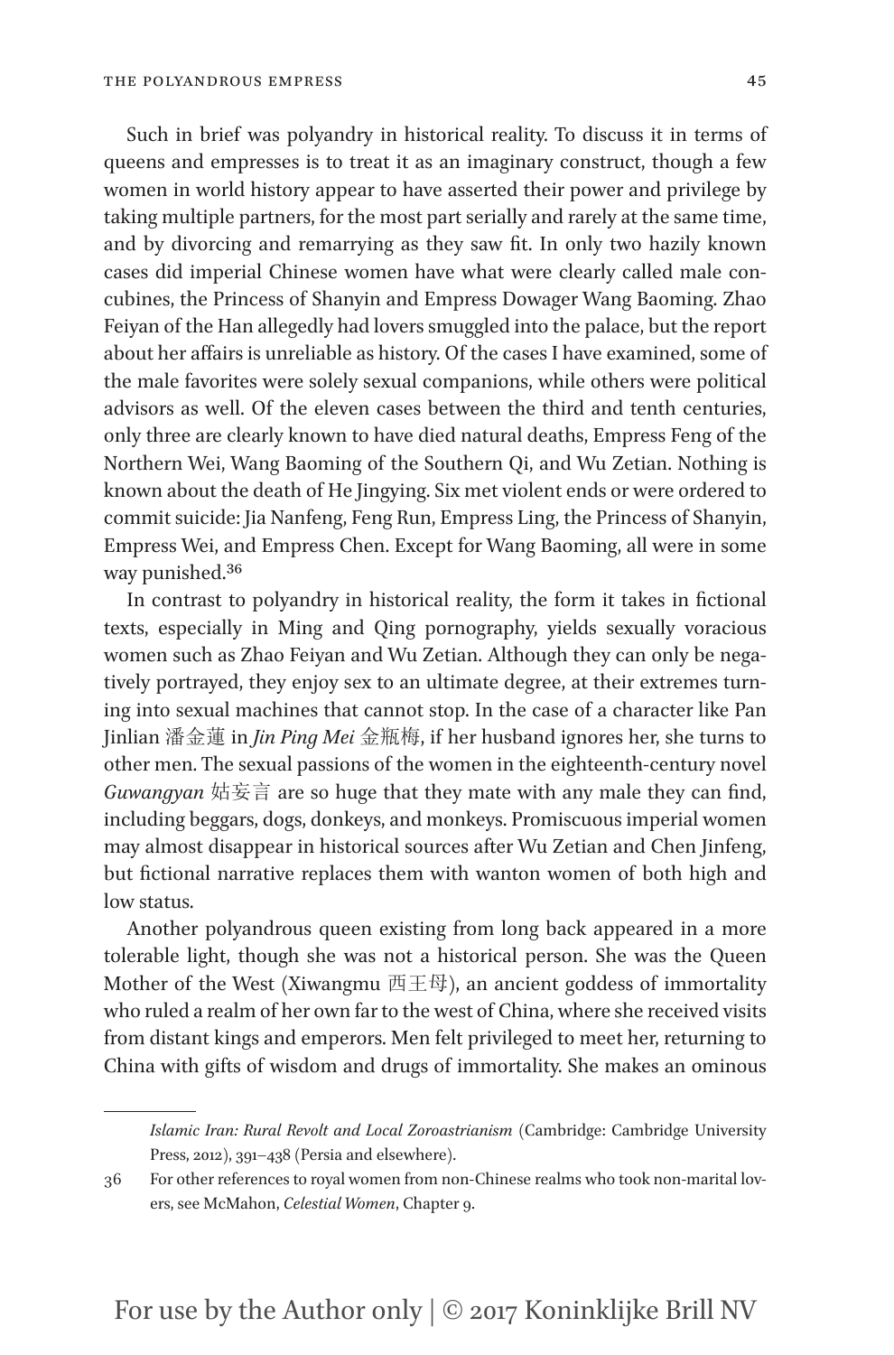Such in brief was polyandry in historical reality. To discuss it in terms of queens and empresses is to treat it as an imaginary construct, though a few women in world history appear to have asserted their power and privilege by taking multiple partners, for the most part serially and rarely at the same time, and by divorcing and remarrying as they saw fit. In only two hazily known cases did imperial Chinese women have what were clearly called male concubines, the Princess of Shanyin and Empress Dowager Wang Baoming. Zhao Feiyan of the Han allegedly had lovers smuggled into the palace, but the report about her affairs is unreliable as history. Of the cases I have examined, some of the male favorites were solely sexual companions, while others were political advisors as well. Of the eleven cases between the third and tenth centuries, only three are clearly known to have died natural deaths, Empress Feng of the Northern Wei, Wang Baoming of the Southern Qi, and Wu Zetian. Nothing is known about the death of He Jingying. Six met violent ends or were ordered to commit suicide: Jia Nanfeng, Feng Run, Empress Ling, the Princess of Shanyin, Empress Wei, and Empress Chen. Except for Wang Baoming, all were in some way punished.[36]

In contrast to polyandry in historical reality, the form it takes in fictional texts, especially in Ming and Qing pornography, yields sexually voracious women such as Zhao Feiyan and Wu Zetian. Although they can only be negatively portrayed, they enjoy sex to an ultimate degree, at their extremes turning into sexual machines that cannot stop. In the case of a character like Pan Jinlian 潘金蓮 in *Jin Ping Mei* 金瓶梅, if her husband ignores her, she turns to other men. The sexual passions of the women in the eighteenth-century novel *Guwangyan* 姑妄言 are so huge that they mate with any male they can find, including beggars, dogs, donkeys, and monkeys. Promiscuous imperial women may almost disappear in historical sources after Wu Zetian and Chen Jinfeng, but fictional narrative replaces them with wanton women of both high and low status.

Another polyandrous queen existing from long back appeared in a more tolerable light, though she was not a historical person. She was the Queen Mother of the West (Xiwangmu 西王母), an ancient goddess of immortality who ruled a realm of her own far to the west of China, where she received visits from distant kings and emperors. Men felt privileged to meet her, returning to China with gifts of wisdom and drugs of immortality. She makes an ominous

---

*Islamic Iran: Rural Revolt and Local Zoroastrianism* (Cambridge: Cambridge University Press, 2012), 391–438 (Persia and elsewhere).

36 For other references to royal women from non-Chinese realms who took non-marital lovers, see McMahon, *Celestial Women*, Chapter 9.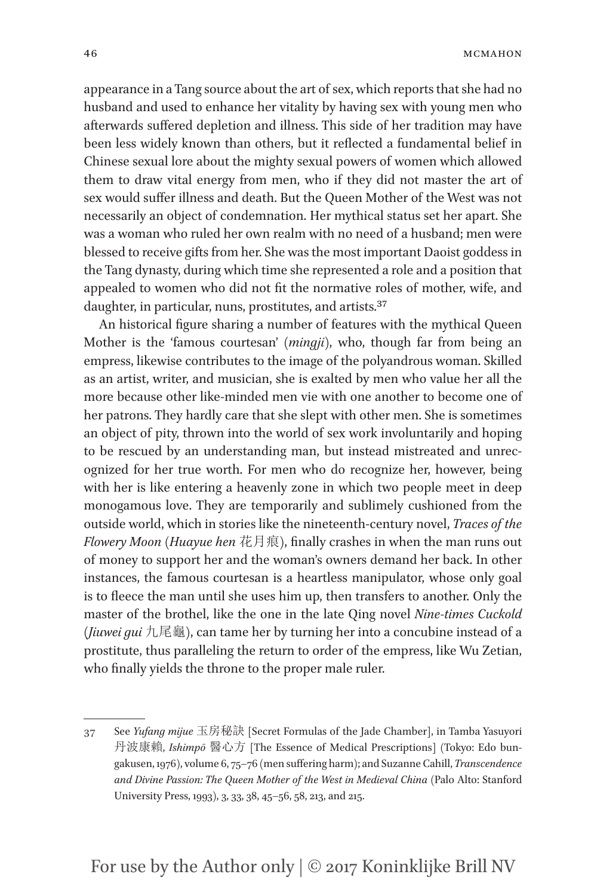appearance in a Tang source about the art of sex, which reports that she had no husband and used to enhance her vitality by having sex with young men who afterwards suffered depletion and illness. This side of her tradition may have been less widely known than others, but it reflected a fundamental belief in Chinese sexual lore about the mighty sexual powers of women which allowed them to draw vital energy from men, who if they did not master the art of sex would suffer illness and death. But the Queen Mother of the West was not necessarily an object of condemnation. Her mythical status set her apart. She was a woman who ruled her own realm with no need of a husband; men were blessed to receive gifts from her. She was the most important Daoist goddess in the Tang dynasty, during which time she represented a role and a position that appealed to women who did not fit the normative roles of mother, wife, and daughter, in particular, nuns, prostitutes, and artists.[37]

An historical figure sharing a number of features with the mythical Queen Mother is the 'famous courtesan' (*mingji*), who, though far from being an empress, likewise contributes to the image of the polyandrous woman. Skilled as an artist, writer, and musician, she is exalted by men who value her all the more because other like-minded men vie with one another to become one of her patrons. They hardly care that she slept with other men. She is sometimes an object of pity, thrown into the world of sex work involuntarily and hoping to be rescued by an understanding man, but instead mistreated and unrecognized for her true worth. For men who do recognize her, however, being with her is like entering a heavenly zone in which two people meet in deep monogamous love. They are temporarily and sublimely cushioned from the outside world, which in stories like the nineteenth-century novel, *Traces of the Flowery Moon* (*Huayue hen* 花月痕), finally crashes in when the man runs out of money to support her and the woman's owners demand her back. In other instances, the famous courtesan is a heartless manipulator, whose only goal is to fleece the man until she uses him up, then transfers to another. Only the master of the brothel, like the one in the late Qing novel *Nine-times Cuckold* (*Jiuwei gui* 九尾龜), can tame her by turning her into a concubine instead of a prostitute, thus paralleling the return to order of the empress, like Wu Zetian, who finally yields the throne to the proper male ruler.

---

37 See *Yufang mijue* 玉房秘訣 [Secret Formulas of the Jade Chamber], in Tamba Yasuyori 丹波康賴, *Ishimpō* 醫心方 [The Essence of Medical Prescriptions] (Tokyo: Edo bungakusen, 1976), volume 6, 75–76 (men suffering harm); and Suzanne Cahill, *Transcendence and Divine Passion: The Queen Mother of the West in Medieval China* (Palo Alto: Stanford University Press, 1993), 3, 33, 38, 45–56, 58, 213, and 215.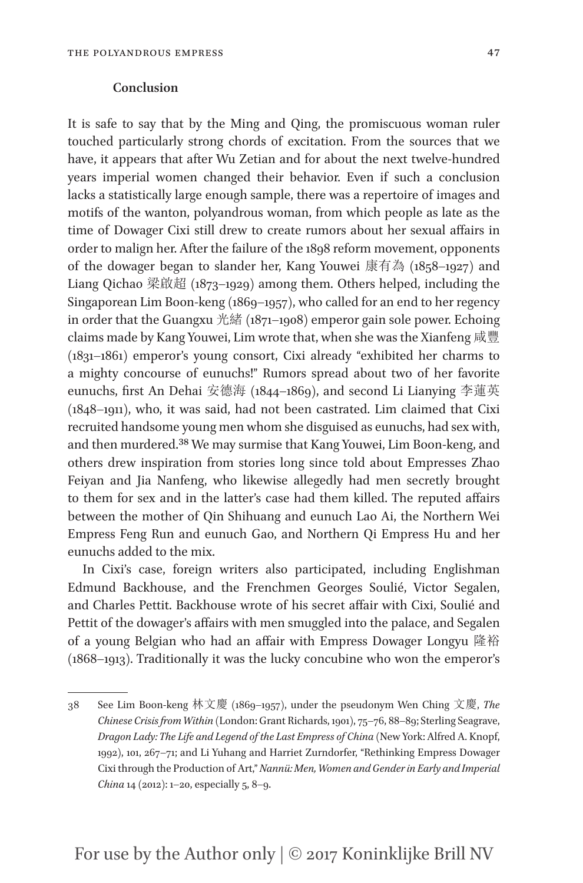### Conclusion

It is safe to say that by the Ming and Qing, the promiscuous woman ruler touched particularly strong chords of excitation. From the sources that we have, it appears that after Wu Zetian and for about the next twelve-hundred years imperial women changed their behavior. Even if such a conclusion lacks a statistically large enough sample, there was a repertoire of images and motifs of the wanton, polyandrous woman, from which people as late as the time of Dowager Cixi still drew to create rumors about her sexual affairs in order to malign her. After the failure of the 1898 reform movement, opponents of the dowager began to slander her, Kang Youwei 康有為 (1858–1927) and Liang Qichao 梁啟超 (1873–1929) among them. Others helped, including the Singaporean Lim Boon-keng (1869–1957), who called for an end to her regency in order that the Guangxu 光緒 (1871–1908) emperor gain sole power. Echoing claims made by Kang Youwei, Lim wrote that, when she was the Xianfeng 咸豐 (1831–1861) emperor's young consort, Cixi already "exhibited her charms to a mighty concourse of eunuchs!" Rumors spread about two of her favorite eunuchs, first An Dehai 安德海 (1844–1869), and second Li Lianying 李蓮英 (1848–1911), who, it was said, had not been castrated. Lim claimed that Cixi recruited handsome young men whom she disguised as eunuchs, had sex with, and then murdered.[38] We may surmise that Kang Youwei, Lim Boon-keng, and others drew inspiration from stories long since told about Empresses Zhao Feiyan and Jia Nanfeng, who likewise allegedly had men secretly brought to them for sex and in the latter's case had them killed. The reputed affairs between the mother of Qin Shihuang and eunuch Lao Ai, the Northern Wei Empress Feng Run and eunuch Gao, and Northern Qi Empress Hu and her eunuchs added to the mix.

In Cixi's case, foreign writers also participated, including Englishman Edmund Backhouse, and the Frenchmen Georges Soulié, Victor Segalen, and Charles Pettit. Backhouse wrote of his secret affair with Cixi, Soulié and Pettit of the dowager's affairs with men smuggled into the palace, and Segalen of a young Belgian who had an affair with Empress Dowager Longyu 隆裕 (1868–1913). Traditionally it was the lucky concubine who won the emperor's

---

38 See Lim Boon-keng 林文慶 (1869–1957), under the pseudonym Wen Ching 文慶, *The Chinese Crisis from Within* (London: Grant Richards, 1901), 75–76, 88–89; Sterling Seagrave, *Dragon Lady: The Life and Legend of the Last Empress of China* (New York: Alfred A. Knopf, 1992), 101, 267–71; and Li Yuhang and Harriet Zurndorfer, "Rethinking Empress Dowager Cixi through the Production of Art," *Nannü: Men, Women and Gender in Early and Imperial China* 14 (2012): 1–20, especially 5, 8–9.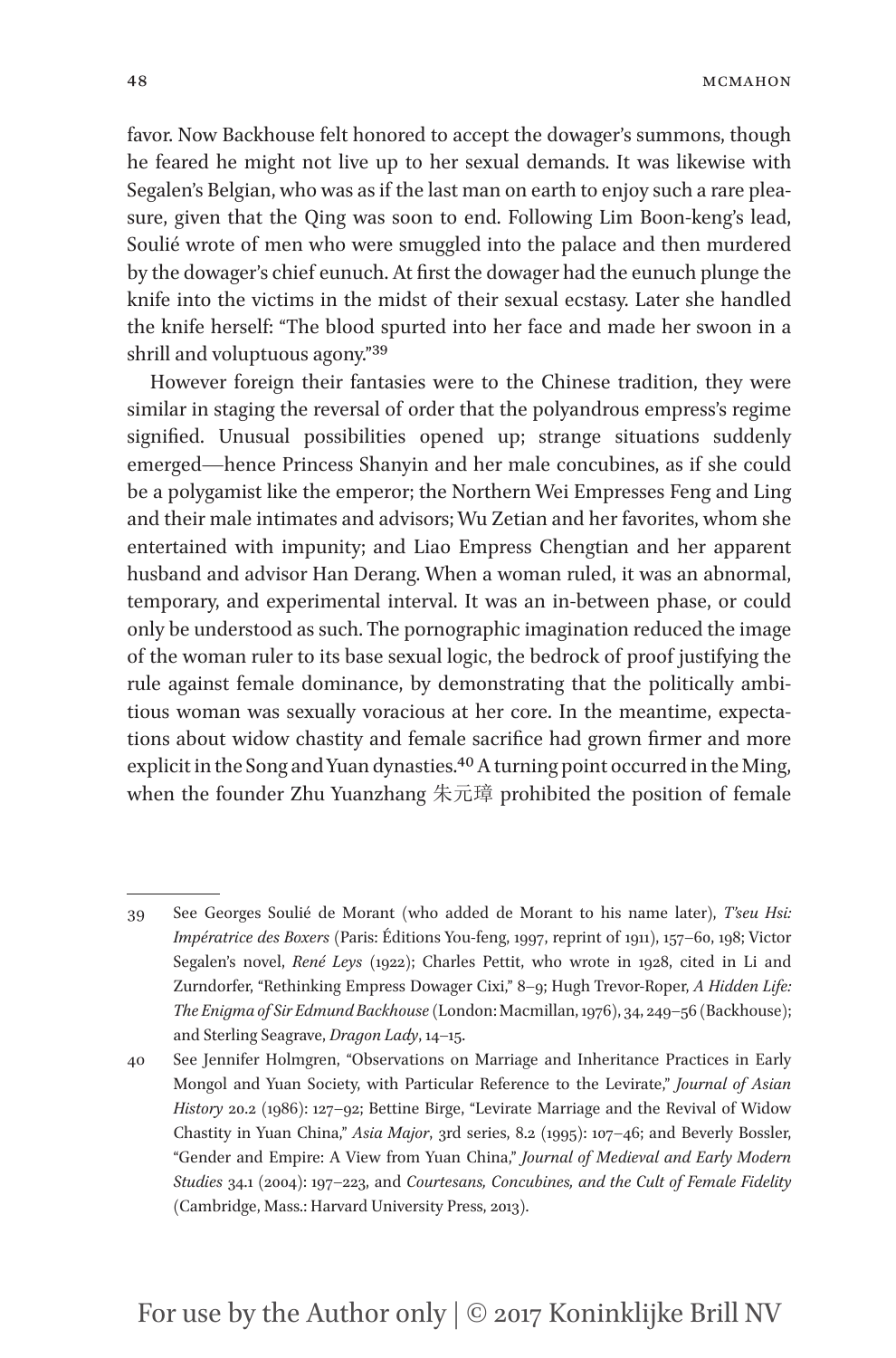favor. Now Backhouse felt honored to accept the dowager's summons, though he feared he might not live up to her sexual demands. It was likewise with Segalen's Belgian, who was as if the last man on earth to enjoy such a rare pleasure, given that the Qing was soon to end. Following Lim Boon-keng's lead, Soulié wrote of men who were smuggled into the palace and then murdered by the dowager's chief eunuch. At first the dowager had the eunuch plunge the knife into the victims in the midst of their sexual ecstasy. Later she handled the knife herself: "The blood spurted into her face and made her swoon in a shrill and voluptuous agony."[39]

However foreign their fantasies were to the Chinese tradition, they were similar in staging the reversal of order that the polyandrous empress's regime signified. Unusual possibilities opened up; strange situations suddenly emerged—hence Princess Shanyin and her male concubines, as if she could be a polygamist like the emperor; the Northern Wei Empresses Feng and Ling and their male intimates and advisors; Wu Zetian and her favorites, whom she entertained with impunity; and Liao Empress Chengtian and her apparent husband and advisor Han Derang. When a woman ruled, it was an abnormal, temporary, and experimental interval. It was an in-between phase, or could only be understood as such. The pornographic imagination reduced the image of the woman ruler to its base sexual logic, the bedrock of proof justifying the rule against female dominance, by demonstrating that the politically ambitious woman was sexually voracious at her core. In the meantime, expectations about widow chastity and female sacrifice had grown firmer and more explicit in the Song and Yuan dynasties.[40] A turning point occurred in the Ming, when the founder Zhu Yuanzhang 朱元璋 prohibited the position of female

---

39 See Georges Soulié de Morant (who added de Morant to his name later), *T'seu Hsi: Impératrice des Boxers* (Paris: Éditions You-feng, 1997, reprint of 1911), 157–60, 198; Victor Segalen's novel, *René Leys* (1922); Charles Pettit, who wrote in 1928, cited in Li and Zurndorfer, "Rethinking Empress Dowager Cixi," 8–9; Hugh Trevor-Roper, *A Hidden Life: The Enigma of Sir Edmund Backhouse* (London: Macmillan, 1976), 34, 249–56 (Backhouse); and Sterling Seagrave, *Dragon Lady*, 14–15.

40 See Jennifer Holmgren, "Observations on Marriage and Inheritance Practices in Early Mongol and Yuan Society, with Particular Reference to the Levirate," *Journal of Asian History* 20.2 (1986): 127–92; Bettine Birge, "Levirate Marriage and the Revival of Widow Chastity in Yuan China," *Asia Major*, 3rd series, 8.2 (1995): 107–46; and Beverly Bossler, "Gender and Empire: A View from Yuan China," *Journal of Medieval and Early Modern Studies* 34.1 (2004): 197–223, and *Courtesans, Concubines, and the Cult of Female Fidelity* (Cambridge, Mass.: Harvard University Press, 2013).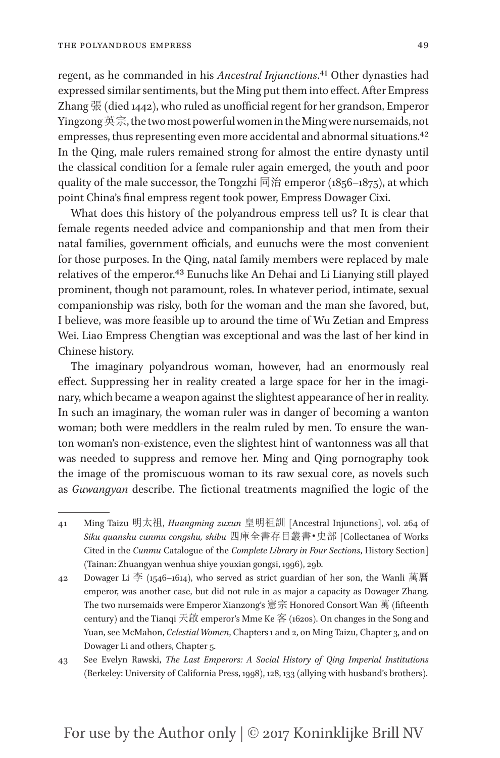regent, as he commanded in his *Ancestral Injunctions*.[41] Other dynasties had expressed similar sentiments, but the Ming put them into effect. After Empress Zhang 張 (died 1442), who ruled as unofficial regent for her grandson, Emperor Yingzong 英宗, the two most powerful women in the Ming were nursemaids, not empresses, thus representing even more accidental and abnormal situations.[42] In the Qing, male rulers remained strong for almost the entire dynasty until the classical condition for a female ruler again emerged, the youth and poor quality of the male successor, the Tongzhi 同治 emperor (1856–1875), at which point China's final empress regent took power, Empress Dowager Cixi.

What does this history of the polyandrous empress tell us? It is clear that female regents needed advice and companionship and that men from their natal families, government officials, and eunuchs were the most convenient for those purposes. In the Qing, natal family members were replaced by male relatives of the emperor.[43] Eunuchs like An Dehai and Li Lianying still played prominent, though not paramount, roles. In whatever period, intimate, sexual companionship was risky, both for the woman and the man she favored, but, I believe, was more feasible up to around the time of Wu Zetian and Empress Wei. Liao Empress Chengtian was exceptional and was the last of her kind in Chinese history.

The imaginary polyandrous woman, however, had an enormously real effect. Suppressing her in reality created a large space for her in the imaginary, which became a weapon against the slightest appearance of her in reality. In such an imaginary, the woman ruler was in danger of becoming a wanton woman; both were meddlers in the realm ruled by men. To ensure the wanton woman's non-existence, even the slightest hint of wantonness was all that was needed to suppress and remove her. Ming and Qing pornography took the image of the promiscuous woman to its raw sexual core, as novels such as *Guwangyan* describe. The fictional treatments magnified the logic of the

---

41 Ming Taizu 明太祖, *Huangming zuxun* 皇明祖訓 [Ancestral Injunctions], vol. 264 of *Siku quanshu cunmu congshu, shibu* 四庫全書存目叢書•史部 [Collectanea of Works Cited in the *Cunmu* Catalogue of the *Complete Library in Four Sections*, History Section] (Tainan: Zhuangyan wenhua shiye youxian gongsi, 1996), 29b.

42 Dowager Li 李 (1546–1614), who served as strict guardian of her son, the Wanli 萬曆 emperor, was another case, but did not rule in as major a capacity as Dowager Zhang. The two nursemaids were Emperor Xianzong's 憲宗 Honored Consort Wan 萬 (fifteenth century) and the Tianqi 天啟 emperor's Mme Ke 客 (1620s). On changes in the Song and Yuan, see McMahon, *Celestial Women*, Chapters 1 and 2, on Ming Taizu, Chapter 3, and on Dowager Li and others, Chapter 5.

43 See Evelyn Rawski, *The Last Emperors: A Social History of Qing Imperial Institutions* (Berkeley: University of California Press, 1998), 128, 133 (allying with husband's brothers).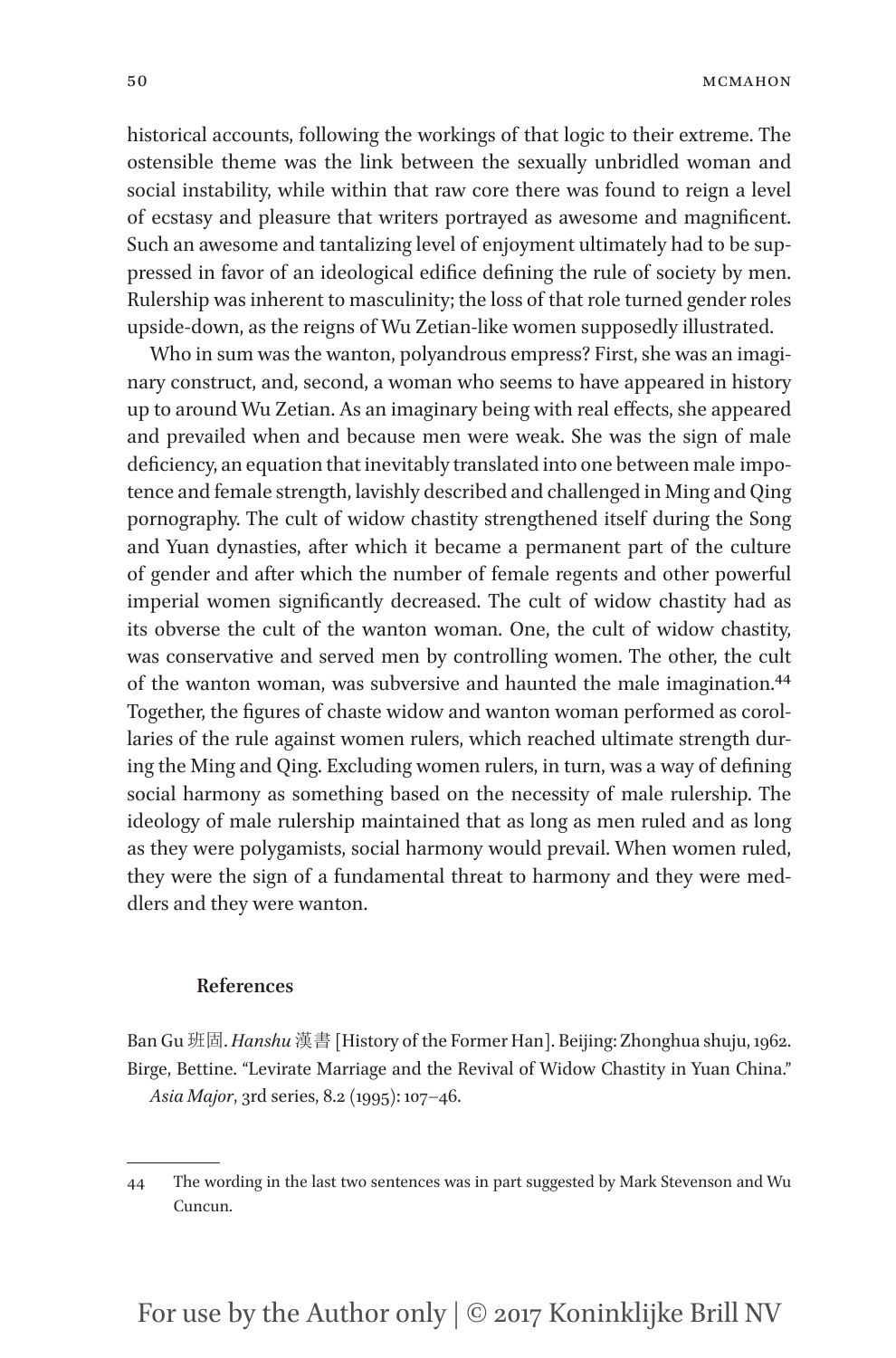historical accounts, following the workings of that logic to their extreme. The ostensible theme was the link between the sexually unbridled woman and social instability, while within that raw core there was found to reign a level of ecstasy and pleasure that writers portrayed as awesome and magnificent. Such an awesome and tantalizing level of enjoyment ultimately had to be suppressed in favor of an ideological edifice defining the rule of society by men. Rulership was inherent to masculinity; the loss of that role turned gender roles upside-down, as the reigns of Wu Zetian-like women supposedly illustrated.

Who in sum was the wanton, polyandrous empress? First, she was an imaginary construct, and, second, a woman who seems to have appeared in history up to around Wu Zetian. As an imaginary being with real effects, she appeared and prevailed when and because men were weak. She was the sign of male deficiency, an equation that inevitably translated into one between male impotence and female strength, lavishly described and challenged in Ming and Qing pornography. The cult of widow chastity strengthened itself during the Song and Yuan dynasties, after which it became a permanent part of the culture of gender and after which the number of female regents and other powerful imperial women significantly decreased. The cult of widow chastity had as its obverse the cult of the wanton woman. One, the cult of widow chastity, was conservative and served men by controlling women. The other, the cult of the wanton woman, was subversive and haunted the male imagination.[44] Together, the figures of chaste widow and wanton woman performed as corollaries of the rule against women rulers, which reached ultimate strength during the Ming and Qing. Excluding women rulers, in turn, was a way of defining social harmony as something based on the necessity of male rulership. The ideology of male rulership maintained that as long as men ruled and as long as they were polygamists, social harmony would prevail. When women ruled, they were the sign of a fundamental threat to harmony and they were meddlers and they were wanton.

## References

Ban Gu 班固. *Hanshu* 漢書 [History of the Former Han]. Beijing: Zhonghua shuju, 1962.

Birge, Bettine. "Levirate Marriage and the Revival of Widow Chastity in Yuan China." *Asia Major*, 3rd series, 8.2 (1995): 107–46.

---

44 The wording in the last two sentences was in part suggested by Mark Stevenson and Wu Cuncun.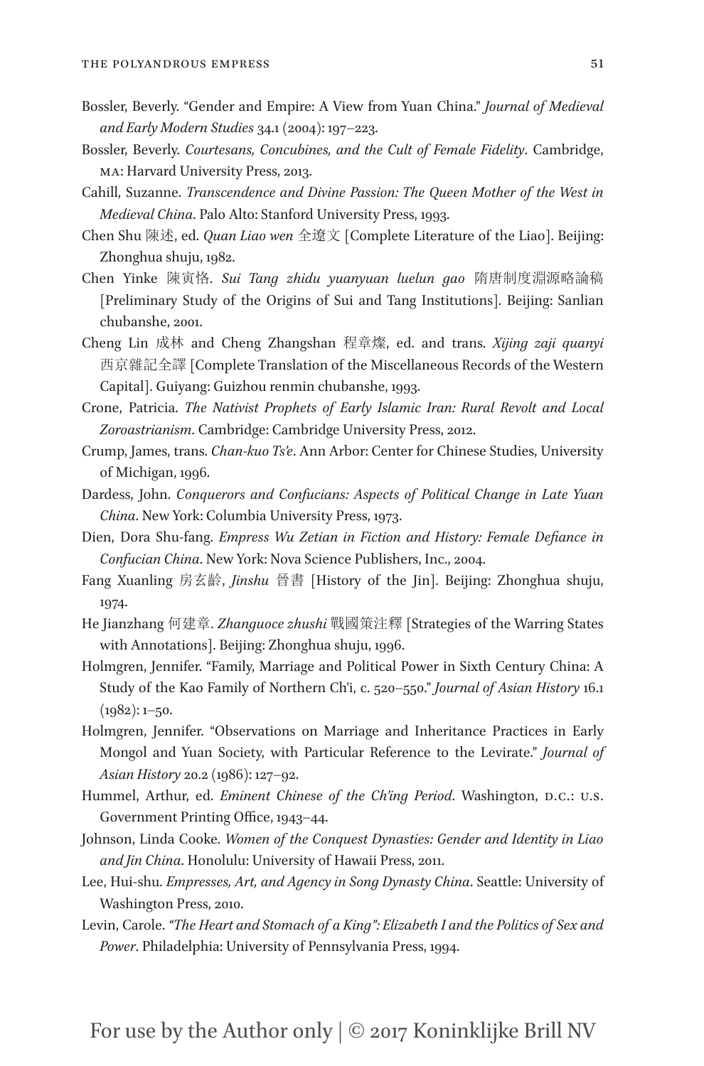Bossler, Beverly. "Gender and Empire: A View from Yuan China." *Journal of Medieval and Early Modern Studies* 34.1 (2004): 197–223.

Bossler, Beverly. *Courtesans, Concubines, and the Cult of Female Fidelity*. Cambridge, MA: Harvard University Press, 2013.

Cahill, Suzanne. *Transcendence and Divine Passion: The Queen Mother of the West in Medieval China*. Palo Alto: Stanford University Press, 1993.

Chen Shu 陳述, ed. *Quan Liao wen* 全遼文 [Complete Literature of the Liao]. Beijing: Zhonghua shuju, 1982.

Chen Yinke 陳寅恪. *Sui Tang zhidu yuanyuan luelun gao* 隋唐制度淵源略論稿 [Preliminary Study of the Origins of Sui and Tang Institutions]. Beijing: Sanlian chubanshe, 2001.

Cheng Lin 成林 and Cheng Zhangshan 程章燦, ed. and trans. *Xijing zaji quanyi* 西京雜記全譯 [Complete Translation of the Miscellaneous Records of the Western Capital]. Guiyang: Guizhou renmin chubanshe, 1993.

Crone, Patricia. *The Nativist Prophets of Early Islamic Iran: Rural Revolt and Local Zoroastrianism*. Cambridge: Cambridge University Press, 2012.

Crump, James, trans. *Chan-kuo Ts'e*. Ann Arbor: Center for Chinese Studies, University of Michigan, 1996.

Dardess, John. *Conquerors and Confucians: Aspects of Political Change in Late Yuan China*. New York: Columbia University Press, 1973.

Dien, Dora Shu-fang. *Empress Wu Zetian in Fiction and History: Female Defiance in Confucian China*. New York: Nova Science Publishers, Inc., 2004.

Fang Xuanling 房玄齡, *Jinshu* 晉書 [History of the Jin]. Beijing: Zhonghua shuju, 1974.

He Jianzhang 何建章. *Zhanguoce zhushi* 戰國策注釋 [Strategies of the Warring States with Annotations]. Beijing: Zhonghua shuju, 1996.

Holmgren, Jennifer. "Family, Marriage and Political Power in Sixth Century China: A Study of the Kao Family of Northern Ch'i, c. 520–550." *Journal of Asian History* 16.1 (1982): 1–50.

Holmgren, Jennifer. "Observations on Marriage and Inheritance Practices in Early Mongol and Yuan Society, with Particular Reference to the Levirate." *Journal of Asian History* 20.2 (1986): 127–92.

Hummel, Arthur, ed. *Eminent Chinese of the Ch'ing Period*. Washington, D.C.: U.S. Government Printing Office, 1943–44.

Johnson, Linda Cooke. *Women of the Conquest Dynasties: Gender and Identity in Liao and Jin China*. Honolulu: University of Hawaii Press, 2011.

Lee, Hui-shu. *Empresses, Art, and Agency in Song Dynasty China*. Seattle: University of Washington Press, 2010.

Levin, Carole. *"The Heart and Stomach of a King": Elizabeth I and the Politics of Sex and Power*. Philadelphia: University of Pennsylvania Press, 1994.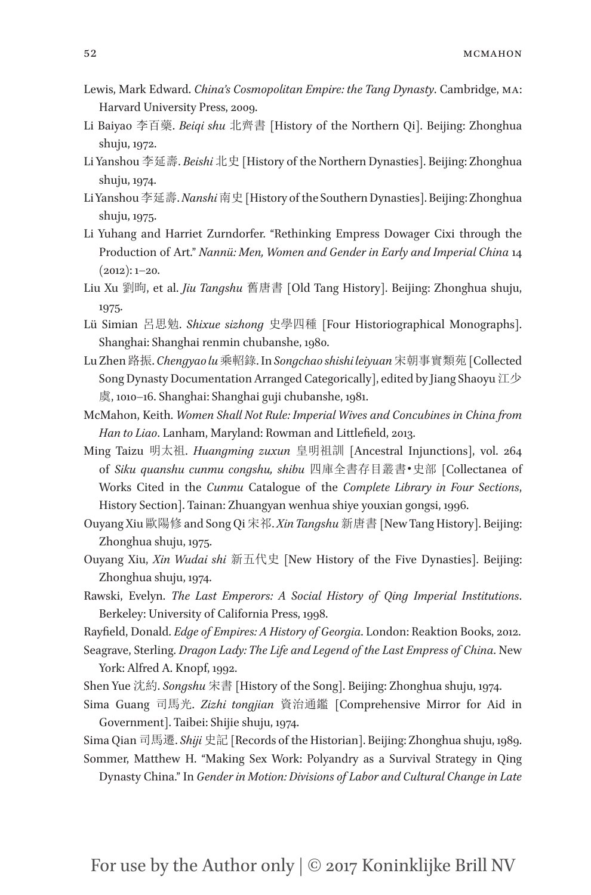Lewis, Mark Edward. *China's Cosmopolitan Empire: the Tang Dynasty*. Cambridge, MA: Harvard University Press, 2009.

Li Baiyao 李百藥. *Beiqi shu* 北齊書 [History of the Northern Qi]. Beijing: Zhonghua shuju, 1972.

Li Yanshou 李延壽. *Beishi* 北史 [History of the Northern Dynasties]. Beijing: Zhonghua shuju, 1974.

Li Yanshou 李延壽. *Nanshi* 南史 [History of the Southern Dynasties]. Beijing: Zhonghua shuju, 1975.

Li Yuhang and Harriet Zurndorfer. "Rethinking Empress Dowager Cixi through the Production of Art." *Nannü: Men, Women and Gender in Early and Imperial China* 14 (2012): 1–20.

Liu Xu 劉昫, et al. *Jiu Tangshu* 舊唐書 [Old Tang History]. Beijing: Zhonghua shuju, 1975.

Lü Simian 呂思勉. *Shixue sizhong* 史學四種 [Four Historiographical Monographs]. Shanghai: Shanghai renmin chubanshe, 1980.

Lu Zhen 路振. *Chengyao lu* 乘軺錄. In *Songchao shishi leiyuan* 宋朝事實類苑 [Collected Song Dynasty Documentation Arranged Categorically], edited by Jiang Shaoyu 江少虞, 1010–16. Shanghai: Shanghai guji chubanshe, 1981.

McMahon, Keith. *Women Shall Not Rule: Imperial Wives and Concubines in China from Han to Liao*. Lanham, Maryland: Rowman and Littlefield, 2013.

Ming Taizu 明太祖. *Huangming zuxun* 皇明祖訓 [Ancestral Injunctions], vol. 264 of *Siku quanshu cunmu congshu, shibu* 四庫全書存目叢書•史部 [Collectanea of Works Cited in the *Cunmu* Catalogue of the *Complete Library in Four Sections*, History Section]. Tainan: Zhuangyan wenhua shiye youxian gongsi, 1996.

Ouyang Xiu 歐陽修 and Song Qi 宋祁. *Xin Tangshu* 新唐書 [New Tang History]. Beijing: Zhonghua shuju, 1975.

Ouyang Xiu, *Xin Wudai shi* 新五代史 [New History of the Five Dynasties]. Beijing: Zhonghua shuju, 1974.

Rawski, Evelyn. *The Last Emperors: A Social History of Qing Imperial Institutions*. Berkeley: University of California Press, 1998.

Rayfield, Donald. *Edge of Empires: A History of Georgia*. London: Reaktion Books, 2012.

Seagrave, Sterling. *Dragon Lady: The Life and Legend of the Last Empress of China*. New York: Alfred A. Knopf, 1992.

Shen Yue 沈約. *Songshu* 宋書 [History of the Song]. Beijing: Zhonghua shuju, 1974.

Sima Guang 司馬光. *Zizhi tongjian* 資治通鑑 [Comprehensive Mirror for Aid in Government]. Taibei: Shijie shuju, 1974.

Sima Qian 司馬遷. *Shiji* 史記 [Records of the Historian]. Beijing: Zhonghua shuju, 1989.

Sommer, Matthew H. "Making Sex Work: Polyandry as a Survival Strategy in Qing Dynasty China." In *Gender in Motion: Divisions of Labor and Cultural Change in Late*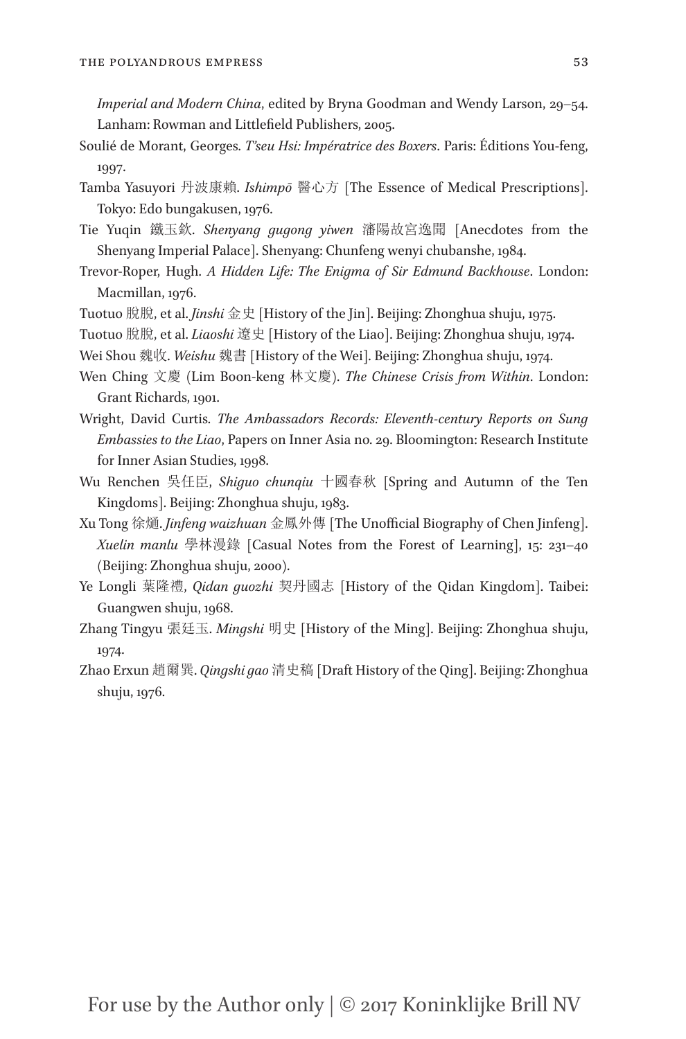*Imperial and Modern China*, edited by Bryna Goodman and Wendy Larson, 29–54. Lanham: Rowman and Littlefield Publishers, 2005.

Soulié de Morant, Georges. *T'seu Hsi: Impératrice des Boxers*. Paris: Éditions You-feng, 1997.

Tamba Yasuyori 丹波康賴. *Ishimpō* 醫心方 [The Essence of Medical Prescriptions]. Tokyo: Edo bungakusen, 1976.

Tie Yuqin 鐵玉欽. *Shenyang gugong yiwen* 瀋陽故宮逸聞 [Anecdotes from the Shenyang Imperial Palace]. Shenyang: Chunfeng wenyi chubanshe, 1984.

Trevor-Roper, Hugh. *A Hidden Life: The Enigma of Sir Edmund Backhouse*. London: Macmillan, 1976.

Tuotuo 脫脫, et al. *Jinshi* 金史 [History of the Jin]. Beijing: Zhonghua shuju, 1975.

Tuotuo 脫脫, et al. *Liaoshi* 遼史 [History of the Liao]. Beijing: Zhonghua shuju, 1974.

Wei Shou 魏收. *Weishu* 魏書 [History of the Wei]. Beijing: Zhonghua shuju, 1974.

Wen Ching 文慶 (Lim Boon-keng 林文慶). *The Chinese Crisis from Within*. London: Grant Richards, 1901.

Wright, David Curtis. *The Ambassadors Records: Eleventh-century Reports on Sung Embassies to the Liao*, Papers on Inner Asia no. 29. Bloomington: Research Institute for Inner Asian Studies, 1998.

Wu Renchen 吳任臣, *Shiguo chunqiu* 十國春秋 [Spring and Autumn of the Ten Kingdoms]. Beijing: Zhonghua shuju, 1983.

Xu Tong 徐熥. *Jinfeng waizhuan* 金鳳外傳 [The Unofficial Biography of Chen Jinfeng]. *Xuelin manlu* 學林漫錄 [Casual Notes from the Forest of Learning], 15: 231–40 (Beijing: Zhonghua shuju, 2000).

Ye Longli 葉隆禮, *Qidan guozhi* 契丹國志 [History of the Qidan Kingdom]. Taibei: Guangwen shuju, 1968.

Zhang Tingyu 張廷玉. *Mingshi* 明史 [History of the Ming]. Beijing: Zhonghua shuju, 1974.

Zhao Erxun 趙爾巽. *Qingshi gao* 清史稿 [Draft History of the Qing]. Beijing: Zhonghua shuju, 1976.